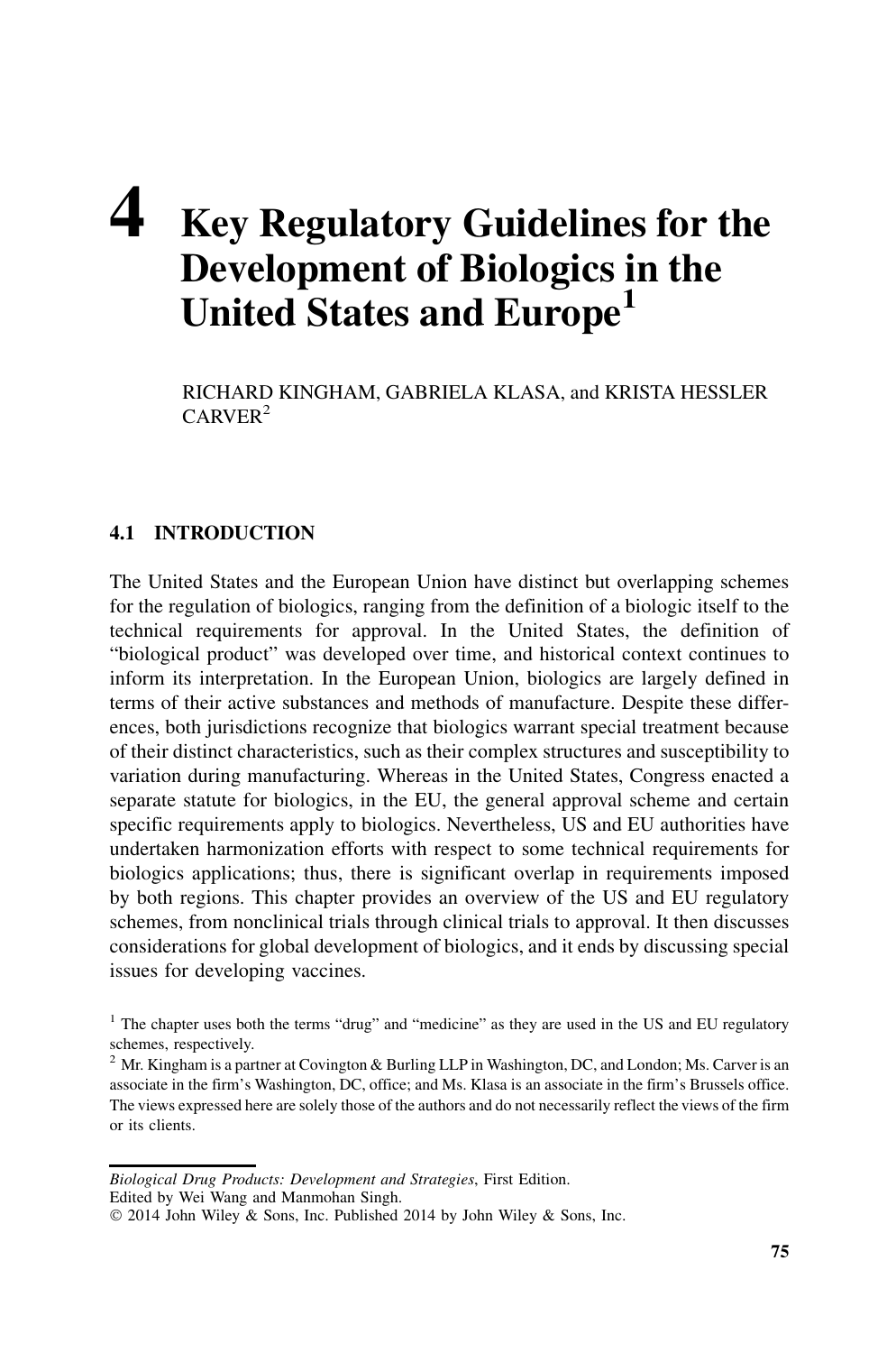# 4 Key Regulatory Guidelines for the Development of Biologics in the United States and Europe[1]

RICHARD KINGHAM, GABRIELA KLASA, and KRISTA HESSLER CARVER[2]

## 4.1 INTRODUCTION

The United States and the European Union have distinct but overlapping schemes for the regulation of biologics, ranging from the definition of a biologic itself to the technical requirements for approval. In the United States, the definition of "biological product" was developed over time, and historical context continues to inform its interpretation. In the European Union, biologics are largely defined in terms of their active substances and methods of manufacture. Despite these differences, both jurisdictions recognize that biologics warrant special treatment because of their distinct characteristics, such as their complex structures and susceptibility to variation during manufacturing. Whereas in the United States, Congress enacted a separate statute for biologics, in the EU, the general approval scheme and certain specific requirements apply to biologics. Nevertheless, US and EU authorities have undertaken harmonization efforts with respect to some technical requirements for biologics applications; thus, there is significant overlap in requirements imposed by both regions. This chapter provides an overview of the US and EU regulatory schemes, from nonclinical trials through clinical trials to approval. It then discusses considerations for global development of biologics, and it ends by discussing special issues for developing vaccines.

[1] The chapter uses both the terms "drug" and "medicine" as they are used in the US and EU regulatory schemes, respectively.

[2] Mr. Kingham is a partner at Covington & Burling LLP in Washington, DC, and London; Ms. Carver is an associate in the firm's Washington, DC, office; and Ms. Klasa is an associate in the firm's Brussels office. The views expressed here are solely those of the authors and do not necessarily reflect the views of the firm or its clients.

*Biological Drug Products: Development and Strategies*, First Edition.
Edited by Wei Wang and Manmohan Singh.
© 2014 John Wiley & Sons, Inc. Published 2014 by John Wiley & Sons, Inc.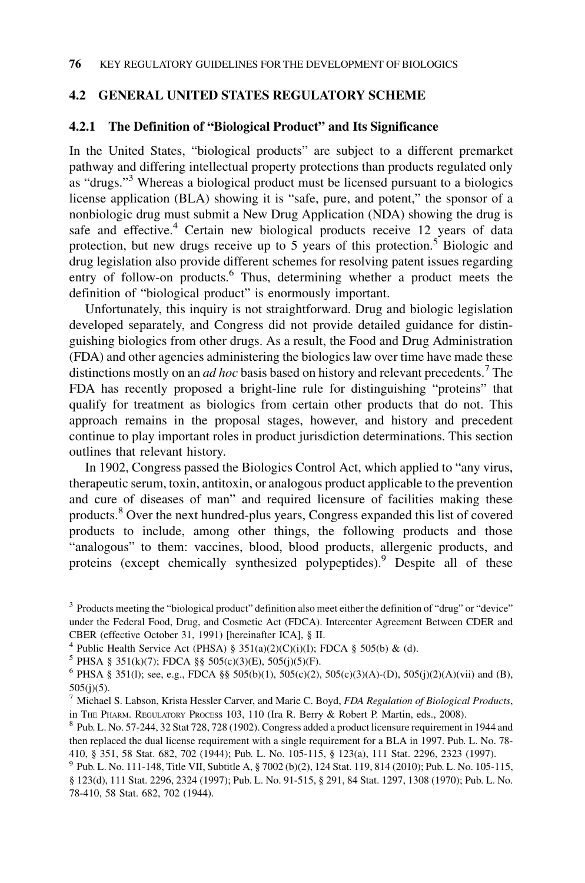## 4.2 GENERAL UNITED STATES REGULATORY SCHEME

### 4.2.1 The Definition of "Biological Product" and Its Significance

In the United States, "biological products" are subject to a different premarket pathway and differing intellectual property protections than products regulated only as "drugs."[3] Whereas a biological product must be licensed pursuant to a biologics license application (BLA) showing it is "safe, pure, and potent," the sponsor of a nonbiologic drug must submit a New Drug Application (NDA) showing the drug is safe and effective.[4] Certain new biological products receive 12 years of data protection, but new drugs receive up to 5 years of this protection.[5] Biologic and drug legislation also provide different schemes for resolving patent issues regarding entry of follow-on products.[6] Thus, determining whether a product meets the definition of "biological product" is enormously important.

Unfortunately, this inquiry is not straightforward. Drug and biologic legislation developed separately, and Congress did not provide detailed guidance for distinguishing biologics from other drugs. As a result, the Food and Drug Administration (FDA) and other agencies administering the biologics law over time have made these distinctions mostly on an *ad hoc* basis based on history and relevant precedents.[7] The FDA has recently proposed a bright-line rule for distinguishing "proteins" that qualify for treatment as biologics from certain other products that do not. This approach remains in the proposal stages, however, and history and precedent continue to play important roles in product jurisdiction determinations. This section outlines that relevant history.

In 1902, Congress passed the Biologics Control Act, which applied to "any virus, therapeutic serum, toxin, antitoxin, or analogous product applicable to the prevention and cure of diseases of man" and required licensure of facilities making these products.[8] Over the next hundred-plus years, Congress expanded this list of covered products to include, among other things, the following products and those "analogous" to them: vaccines, blood, blood products, allergenic products, and proteins (except chemically synthesized polypeptides).[9] Despite all of these

[3] Products meeting the "biological product" definition also meet either the definition of "drug" or "device" under the Federal Food, Drug, and Cosmetic Act (FDCA). Intercenter Agreement Between CDER and CBER (effective October 31, 1991) [hereinafter ICA], § II.

[4] Public Health Service Act (PHSA) § 351(a)(2)(C)(i)(I); FDCA § 505(b) & (d).

[5] PHSA § 351(k)(7); FDCA §§ 505(c)(3)(E), 505(j)(5)(F).

[6] PHSA § 351(l); see, e.g., FDCA §§ 505(b)(1), 505(c)(2), 505(c)(3)(A)-(D), 505(j)(2)(A)(vii) and (B), 505(j)(5).

[7] Michael S. Labson, Krista Hessler Carver, and Marie C. Boyd, *FDA Regulation of Biological Products*, in The Pharm. Regulatory Process 103, 110 (Ira R. Berry & Robert P. Martin, eds., 2008).

[8] Pub. L. No. 57-244, 32 Stat 728, 728 (1902). Congress added a product licensure requirement in 1944 and then replaced the dual license requirement with a single requirement for a BLA in 1997. Pub. L. No. 78-410, § 351, 58 Stat. 682, 702 (1944); Pub. L. No. 105-115, § 123(a), 111 Stat. 2296, 2323 (1997).

[9] Pub. L. No. 111-148, Title VII, Subtitle A, § 7002 (b)(2), 124 Stat. 119, 814 (2010); Pub. L. No. 105-115, § 123(d), 111 Stat. 2296, 2324 (1997); Pub. L. No. 91-515, § 291, 84 Stat. 1297, 1308 (1970); Pub. L. No. 78-410, 58 Stat. 682, 702 (1944).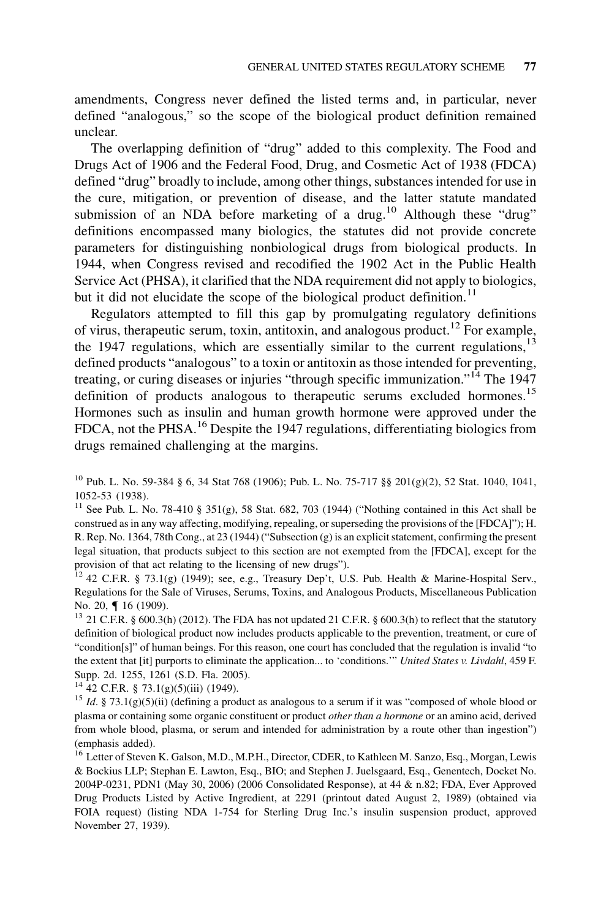amendments, Congress never defined the listed terms and, in particular, never defined "analogous," so the scope of the biological product definition remained unclear.

The overlapping definition of "drug" added to this complexity. The Food and Drugs Act of 1906 and the Federal Food, Drug, and Cosmetic Act of 1938 (FDCA) defined "drug" broadly to include, among other things, substances intended for use in the cure, mitigation, or prevention of disease, and the latter statute mandated submission of an NDA before marketing of a drug.[10] Although these "drug" definitions encompassed many biologics, the statutes did not provide concrete parameters for distinguishing nonbiological drugs from biological products. In 1944, when Congress revised and recodified the 1902 Act in the Public Health Service Act (PHSA), it clarified that the NDA requirement did not apply to biologics, but it did not elucidate the scope of the biological product definition.[11]

Regulators attempted to fill this gap by promulgating regulatory definitions of virus, therapeutic serum, toxin, antitoxin, and analogous product.[12] For example, the 1947 regulations, which are essentially similar to the current regulations,[13] defined products "analogous" to a toxin or antitoxin as those intended for preventing, treating, or curing diseases or injuries "through specific immunization."[14] The 1947 definition of products analogous to therapeutic serums excluded hormones.[15] Hormones such as insulin and human growth hormone were approved under the FDCA, not the PHSA.[16] Despite the 1947 regulations, differentiating biologics from drugs remained challenging at the margins.

---

[10] Pub. L. No. 59-384 § 6, 34 Stat 768 (1906); Pub. L. No. 75-717 §§ 201(g)(2), 52 Stat. 1040, 1041, 1052-53 (1938).

[11] See Pub. L. No. 78-410 § 351(g), 58 Stat. 682, 703 (1944) ("Nothing contained in this Act shall be construed as in any way affecting, modifying, repealing, or superseding the provisions of the [FDCA]"); H. R. Rep. No. 1364, 78th Cong., at 23 (1944) ("Subsection (g) is an explicit statement, confirming the present legal situation, that products subject to this section are not exempted from the [FDCA], except for the provision of that act relating to the licensing of new drugs").

[12] 42 C.F.R. § 73.1(g) (1949); see, e.g., Treasury Dep't, U.S. Pub. Health & Marine-Hospital Serv., Regulations for the Sale of Viruses, Serums, Toxins, and Analogous Products, Miscellaneous Publication No. 20, ¶ 16 (1909).

[13] 21 C.F.R. § 600.3(h) (2012). The FDA has not updated 21 C.F.R. § 600.3(h) to reflect that the statutory definition of biological product now includes products applicable to the prevention, treatment, or cure of "condition[s]" of human beings. For this reason, one court has concluded that the regulation is invalid "to the extent that [it] purports to eliminate the application... to 'conditions.'" *United States v. Livdahl*, 459 F. Supp. 2d. 1255, 1261 (S.D. Fla. 2005).

[14] 42 C.F.R. § 73.1(g)(5)(iii) (1949).

[15] *Id*. § 73.1(g)(5)(ii) (defining a product as analogous to a serum if it was "composed of whole blood or plasma or containing some organic constituent or product *other than a hormone* or an amino acid, derived from whole blood, plasma, or serum and intended for administration by a route other than ingestion") (emphasis added).

[16] Letter of Steven K. Galson, M.D., M.P.H., Director, CDER, to Kathleen M. Sanzo, Esq., Morgan, Lewis & Bockius LLP; Stephan E. Lawton, Esq., BIO; and Stephen J. Juelsgaard, Esq., Genentech, Docket No. 2004P-0231, PDN1 (May 30, 2006) (2006 Consolidated Response), at 44 & n.82; FDA, Ever Approved Drug Products Listed by Active Ingredient, at 2291 (printout dated August 2, 1989) (obtained via FOIA request) (listing NDA 1-754 for Sterling Drug Inc.'s insulin suspension product, approved November 27, 1939).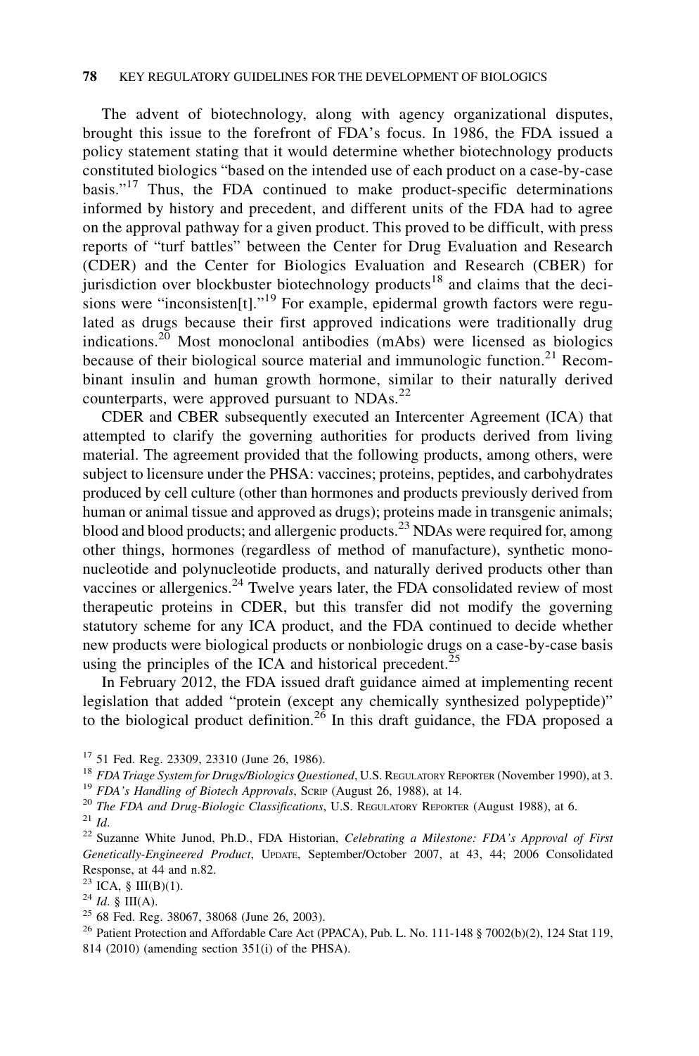The advent of biotechnology, along with agency organizational disputes, brought this issue to the forefront of FDA's focus. In 1986, the FDA issued a policy statement stating that it would determine whether biotechnology products constituted biologics "based on the intended use of each product on a case-by-case basis."[17] Thus, the FDA continued to make product-specific determinations informed by history and precedent, and different units of the FDA had to agree on the approval pathway for a given product. This proved to be difficult, with press reports of "turf battles" between the Center for Drug Evaluation and Research (CDER) and the Center for Biologics Evaluation and Research (CBER) for jurisdiction over blockbuster biotechnology products[18] and claims that the decisions were "inconsisten[t]."[19] For example, epidermal growth factors were regulated as drugs because their first approved indications were traditionally drug indications.[20] Most monoclonal antibodies (mAbs) were licensed as biologics because of their biological source material and immunologic function.[21] Recombinant insulin and human growth hormone, similar to their naturally derived counterparts, were approved pursuant to NDAs.[22]

CDER and CBER subsequently executed an Intercenter Agreement (ICA) that attempted to clarify the governing authorities for products derived from living material. The agreement provided that the following products, among others, were subject to licensure under the PHSA: vaccines; proteins, peptides, and carbohydrates produced by cell culture (other than hormones and products previously derived from human or animal tissue and approved as drugs); proteins made in transgenic animals; blood and blood products; and allergenic products.[23] NDAs were required for, among other things, hormones (regardless of method of manufacture), synthetic mononucleotide and polynucleotide products, and naturally derived products other than vaccines or allergenics.[24] Twelve years later, the FDA consolidated review of most therapeutic proteins in CDER, but this transfer did not modify the governing statutory scheme for any ICA product, and the FDA continued to decide whether new products were biological products or nonbiologic drugs on a case-by-case basis using the principles of the ICA and historical precedent.[25]

In February 2012, the FDA issued draft guidance aimed at implementing recent legislation that added "protein (except any chemically synthesized polypeptide)" to the biological product definition.[26] In this draft guidance, the FDA proposed a

[17] 51 Fed. Reg. 23309, 23310 (June 26, 1986).

[18] *FDA Triage System for Drugs/Biologics Questioned*, U.S. Regulatory Reporter (November 1990), at 3.

[19] *FDA's Handling of Biotech Approvals*, Scrip (August 26, 1988), at 14.

[20] *The FDA and Drug-Biologic Classifications*, U.S. Regulatory Reporter (August 1988), at 6.

[21] *Id*.

[22] Suzanne White Junod, Ph.D., FDA Historian, *Celebrating a Milestone: FDA's Approval of First Genetically-Engineered Product*, Update, September/October 2007, at 43, 44; 2006 Consolidated Response, at 44 and n.82.

[23] ICA, § III(B)(1).

[24] *Id*. § III(A).

[25] 68 Fed. Reg. 38067, 38068 (June 26, 2003).

[26] Patient Protection and Affordable Care Act (PPACA), Pub. L. No. 111-148 § 7002(b)(2), 124 Stat 119, 814 (2010) (amending section 351(i) of the PHSA).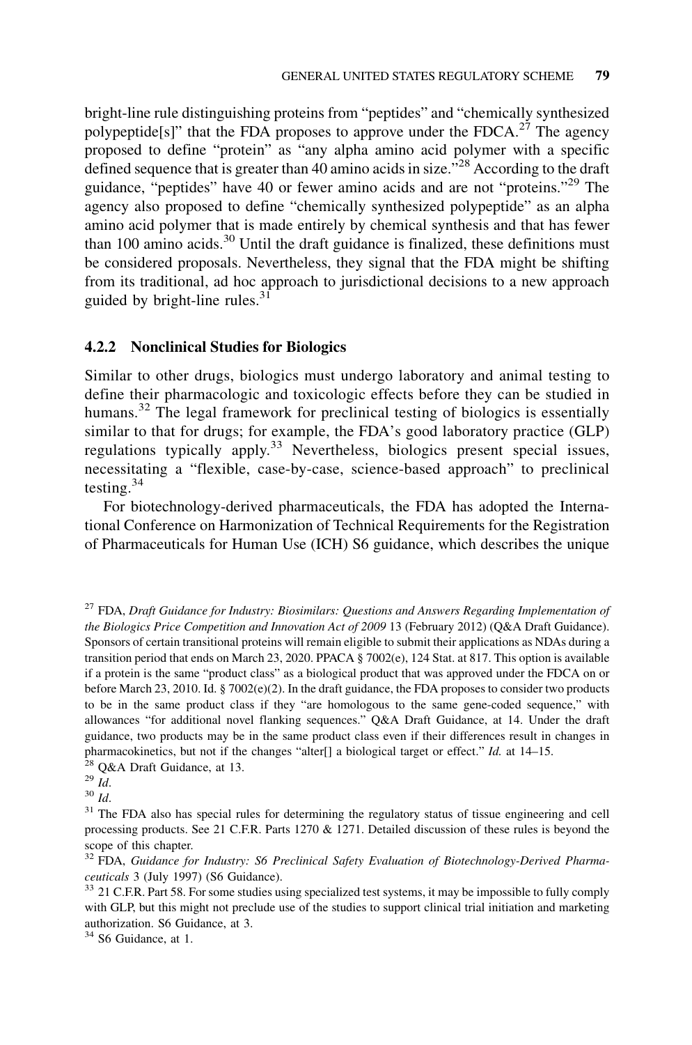bright-line rule distinguishing proteins from "peptides" and "chemically synthesized polypeptide[s]" that the FDA proposes to approve under the FDCA.[27] The agency proposed to define "protein" as "any alpha amino acid polymer with a specific defined sequence that is greater than 40 amino acids in size."[28] According to the draft guidance, "peptides" have 40 or fewer amino acids and are not "proteins."[29] The agency also proposed to define "chemically synthesized polypeptide" as an alpha amino acid polymer that is made entirely by chemical synthesis and that has fewer than 100 amino acids.[30] Until the draft guidance is finalized, these definitions must be considered proposals. Nevertheless, they signal that the FDA might be shifting from its traditional, ad hoc approach to jurisdictional decisions to a new approach guided by bright-line rules.[31]

### 4.2.2 Nonclinical Studies for Biologics

Similar to other drugs, biologics must undergo laboratory and animal testing to define their pharmacologic and toxicologic effects before they can be studied in humans.[32] The legal framework for preclinical testing of biologics is essentially similar to that for drugs; for example, the FDA's good laboratory practice (GLP) regulations typically apply.[33] Nevertheless, biologics present special issues, necessitating a "flexible, case-by-case, science-based approach" to preclinical testing.[34]

For biotechnology-derived pharmaceuticals, the FDA has adopted the International Conference on Harmonization of Technical Requirements for the Registration of Pharmaceuticals for Human Use (ICH) S6 guidance, which describes the unique

---

[27] FDA, *Draft Guidance for Industry: Biosimilars: Questions and Answers Regarding Implementation of the Biologics Price Competition and Innovation Act of 2009* 13 (February 2012) (Q&A Draft Guidance). Sponsors of certain transitional proteins will remain eligible to submit their applications as NDAs during a transition period that ends on March 23, 2020. PPACA § 7002(e), 124 Stat. at 817. This option is available if a protein is the same "product class" as a biological product that was approved under the FDCA on or before March 23, 2010. Id. § 7002(e)(2). In the draft guidance, the FDA proposes to consider two products to be in the same product class if they "are homologous to the same gene-coded sequence," with allowances "for additional novel flanking sequences." Q&A Draft Guidance, at 14. Under the draft guidance, two products may be in the same product class even if their differences result in changes in pharmacokinetics, but not if the changes "alter[] a biological target or effect." *Id.* at 14–15.

[28] Q&A Draft Guidance, at 13.

[29] *Id*.

[30] *Id*.

[31] The FDA also has special rules for determining the regulatory status of tissue engineering and cell processing products. See 21 C.F.R. Parts 1270 & 1271. Detailed discussion of these rules is beyond the scope of this chapter.

[32] FDA, *Guidance for Industry: S6 Preclinical Safety Evaluation of Biotechnology-Derived Pharmaceuticals* 3 (July 1997) (S6 Guidance).

[33] 21 C.F.R. Part 58. For some studies using specialized test systems, it may be impossible to fully comply with GLP, but this might not preclude use of the studies to support clinical trial initiation and marketing authorization. S6 Guidance, at 3.

[34] S6 Guidance, at 1.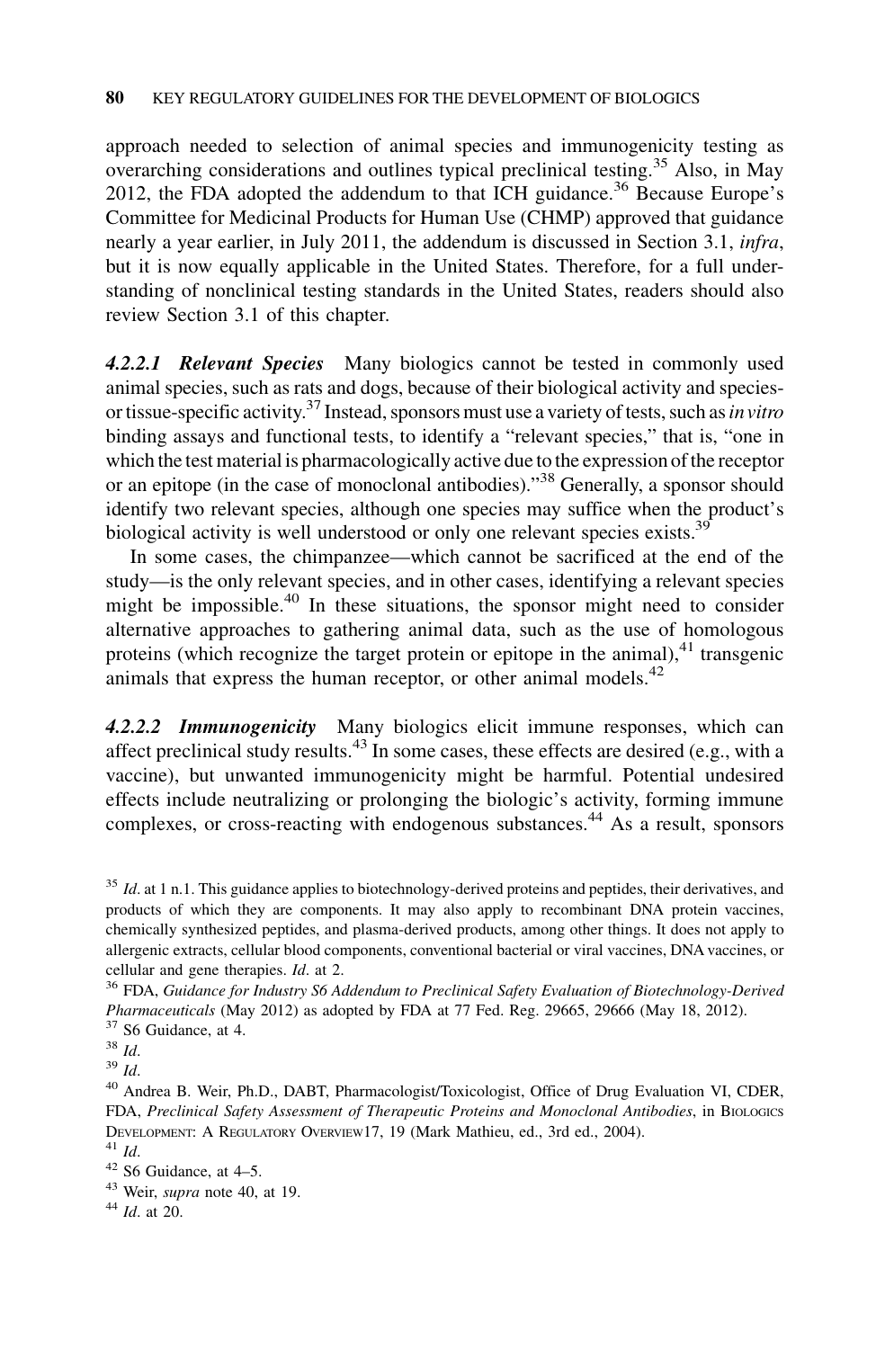approach needed to selection of animal species and immunogenicity testing as overarching considerations and outlines typical preclinical testing.[35] Also, in May 2012, the FDA adopted the addendum to that ICH guidance.[36] Because Europe's Committee for Medicinal Products for Human Use (CHMP) approved that guidance nearly a year earlier, in July 2011, the addendum is discussed in Section 3.1, *infra*, but it is now equally applicable in the United States. Therefore, for a full understanding of nonclinical testing standards in the United States, readers should also review Section 3.1 of this chapter.

***4.2.2.1 Relevant Species*** Many biologics cannot be tested in commonly used animal species, such as rats and dogs, because of their biological activity and species- or tissue-specific activity.[37] Instead, sponsors must use a variety of tests, such as *in vitro* binding assays and functional tests, to identify a "relevant species," that is, "one in which the test material is pharmacologically active due to the expression of the receptor or an epitope (in the case of monoclonal antibodies)."[38] Generally, a sponsor should identify two relevant species, although one species may suffice when the product's biological activity is well understood or only one relevant species exists.[39]

In some cases, the chimpanzee—which cannot be sacrificed at the end of the study—is the only relevant species, and in other cases, identifying a relevant species might be impossible.[40] In these situations, the sponsor might need to consider alternative approaches to gathering animal data, such as the use of homologous proteins (which recognize the target protein or epitope in the animal),[41] transgenic animals that express the human receptor, or other animal models.[42]

***4.2.2.2 Immunogenicity*** Many biologics elicit immune responses, which can affect preclinical study results.[43] In some cases, these effects are desired (e.g., with a vaccine), but unwanted immunogenicity might be harmful. Potential undesired effects include neutralizing or prolonging the biologic's activity, forming immune complexes, or cross-reacting with endogenous substances.[44] As a result, sponsors

---

[35] *Id*. at 1 n.1. This guidance applies to biotechnology-derived proteins and peptides, their derivatives, and products of which they are components. It may also apply to recombinant DNA protein vaccines, chemically synthesized peptides, and plasma-derived products, among other things. It does not apply to allergenic extracts, cellular blood components, conventional bacterial or viral vaccines, DNA vaccines, or cellular and gene therapies. *Id*. at 2.

[36] FDA, *Guidance for Industry S6 Addendum to Preclinical Safety Evaluation of Biotechnology-Derived Pharmaceuticals* (May 2012) as adopted by FDA at 77 Fed. Reg. 29665, 29666 (May 18, 2012).

[37] S6 Guidance, at 4.

[38] *Id*.

[39] *Id*.

[40] Andrea B. Weir, Ph.D., DABT, Pharmacologist/Toxicologist, Office of Drug Evaluation VI, CDER, FDA, *Preclinical Safety Assessment of Therapeutic Proteins and Monoclonal Antibodies*, in BIOLOGICS DEVELOPMENT: A REGULATORY OVERVIEW17, 19 (Mark Mathieu, ed., 3rd ed., 2004).

[41] *Id*.

[42] S6 Guidance, at 4–5.

[43] Weir, *supra* note 40, at 19.

[44] *Id*. at 20.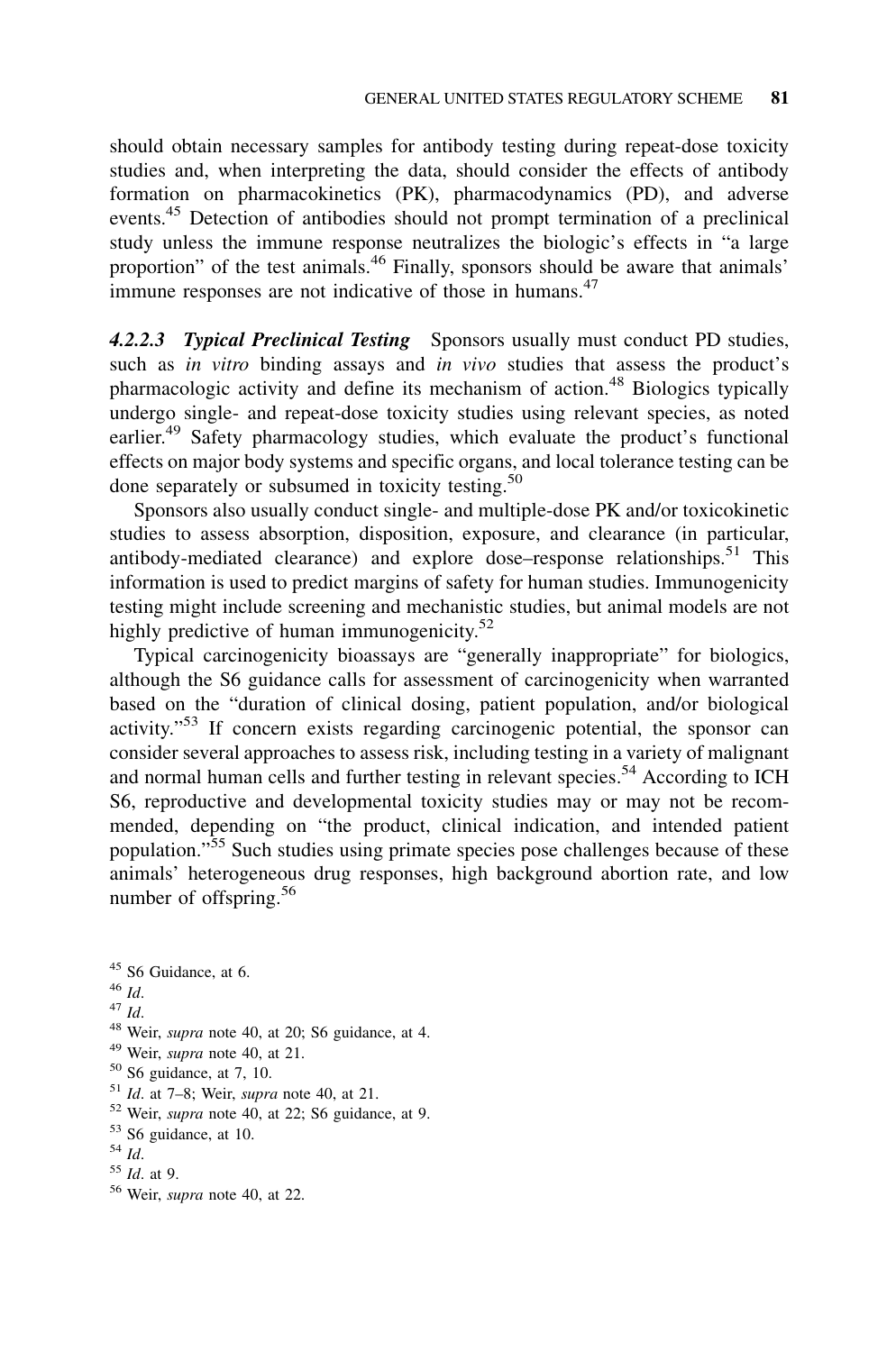should obtain necessary samples for antibody testing during repeat-dose toxicity studies and, when interpreting the data, should consider the effects of antibody formation on pharmacokinetics (PK), pharmacodynamics (PD), and adverse events.[45] Detection of antibodies should not prompt termination of a preclinical study unless the immune response neutralizes the biologic's effects in "a large proportion" of the test animals.[46] Finally, sponsors should be aware that animals' immune responses are not indicative of those in humans.[47]

***4.2.2.3 Typical Preclinical Testing*** Sponsors usually must conduct PD studies, such as *in vitro* binding assays and *in vivo* studies that assess the product's pharmacologic activity and define its mechanism of action.[48] Biologics typically undergo single- and repeat-dose toxicity studies using relevant species, as noted earlier.[49] Safety pharmacology studies, which evaluate the product's functional effects on major body systems and specific organs, and local tolerance testing can be done separately or subsumed in toxicity testing.[50]

Sponsors also usually conduct single- and multiple-dose PK and/or toxicokinetic studies to assess absorption, disposition, exposure, and clearance (in particular, antibody-mediated clearance) and explore dose–response relationships.[51] This information is used to predict margins of safety for human studies. Immunogenicity testing might include screening and mechanistic studies, but animal models are not highly predictive of human immunogenicity.[52]

Typical carcinogenicity bioassays are "generally inappropriate" for biologics, although the S6 guidance calls for assessment of carcinogenicity when warranted based on the "duration of clinical dosing, patient population, and/or biological activity."[53] If concern exists regarding carcinogenic potential, the sponsor can consider several approaches to assess risk, including testing in a variety of malignant and normal human cells and further testing in relevant species.[54] According to ICH S6, reproductive and developmental toxicity studies may or may not be recommended, depending on "the product, clinical indication, and intended patient population."[55] Such studies using primate species pose challenges because of these animals' heterogeneous drug responses, high background abortion rate, and low number of offspring.[56]

---

[45] S6 Guidance, at 6.

[46] *Id*.

[47] *Id*.

[48] Weir, *supra* note 40, at 20; S6 guidance, at 4.

[49] Weir, *supra* note 40, at 21.

[50] S6 guidance, at 7, 10.

[51] *Id*. at 7–8; Weir, *supra* note 40, at 21.

[52] Weir, *supra* note 40, at 22; S6 guidance, at 9.

[53] S6 guidance, at 10.

[54] *Id*.

[55] *Id*. at 9.

[56] Weir, *supra* note 40, at 22.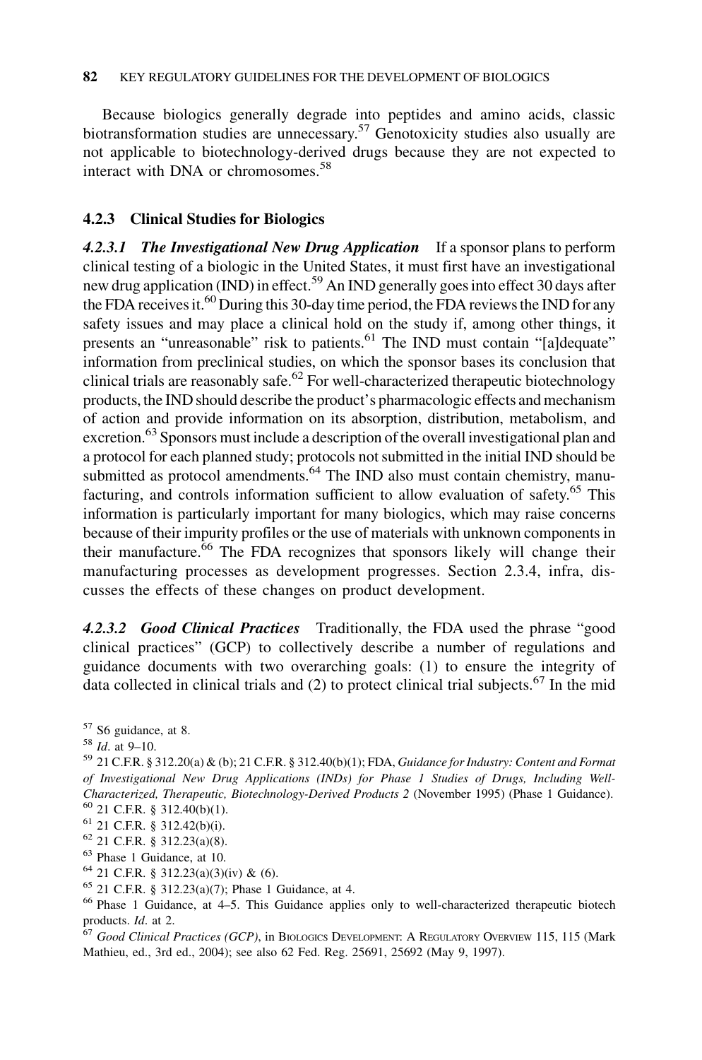Because biologics generally degrade into peptides and amino acids, classic biotransformation studies are unnecessary.[57] Genotoxicity studies also usually are not applicable to biotechnology-derived drugs because they are not expected to interact with DNA or chromosomes.[58]

### 4.2.3 Clinical Studies for Biologics

***4.2.3.1 The Investigational New Drug Application*** If a sponsor plans to perform clinical testing of a biologic in the United States, it must first have an investigational new drug application (IND) in effect.[59] An IND generally goes into effect 30 days after the FDA receives it.[60] During this 30-day time period, the FDA reviews the IND for any safety issues and may place a clinical hold on the study if, among other things, it presents an "unreasonable" risk to patients.[61] The IND must contain "[a]dequate" information from preclinical studies, on which the sponsor bases its conclusion that clinical trials are reasonably safe.[62] For well-characterized therapeutic biotechnology products, the IND should describe the product's pharmacologic effects and mechanism of action and provide information on its absorption, distribution, metabolism, and excretion.[63] Sponsors must include a description of the overall investigational plan and a protocol for each planned study; protocols not submitted in the initial IND should be submitted as protocol amendments.[64] The IND also must contain chemistry, manufacturing, and controls information sufficient to allow evaluation of safety.[65] This information is particularly important for many biologics, which may raise concerns because of their impurity profiles or the use of materials with unknown components in their manufacture.[66] The FDA recognizes that sponsors likely will change their manufacturing processes as development progresses. Section 2.3.4, infra, discusses the effects of these changes on product development.

***4.2.3.2 Good Clinical Practices*** Traditionally, the FDA used the phrase "good clinical practices" (GCP) to collectively describe a number of regulations and guidance documents with two overarching goals: (1) to ensure the integrity of data collected in clinical trials and (2) to protect clinical trial subjects.[67] In the mid

---

[57] S6 guidance, at 8.

[58] *Id*. at 9–10.

[59] 21 C.F.R. § 312.20(a) & (b); 21 C.F.R. § 312.40(b)(1); FDA, *Guidance for Industry: Content and Format of Investigational New Drug Applications (INDs) for Phase 1 Studies of Drugs, Including Well-Characterized, Therapeutic, Biotechnology-Derived Products 2* (November 1995) (Phase 1 Guidance).

[60] 21 C.F.R. § 312.40(b)(1).

[61] 21 C.F.R. § 312.42(b)(i).

[62] 21 C.F.R. § 312.23(a)(8).

[63] Phase 1 Guidance, at 10.

[64] 21 C.F.R. § 312.23(a)(3)(iv) & (6).

[65] 21 C.F.R. § 312.23(a)(7); Phase 1 Guidance, at 4.

[66] Phase 1 Guidance, at 4–5. This Guidance applies only to well-characterized therapeutic biotech products. *Id*. at 2.

[67] *Good Clinical Practices (GCP)*, in Biologics Development: A Regulatory Overview 115, 115 (Mark Mathieu, ed., 3rd ed., 2004); see also 62 Fed. Reg. 25691, 25692 (May 9, 1997).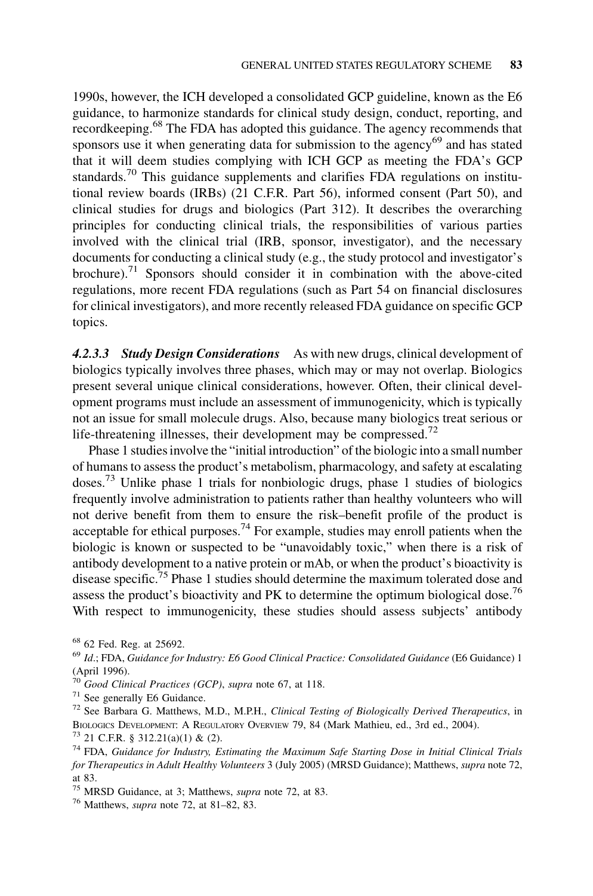1990s, however, the ICH developed a consolidated GCP guideline, known as the E6 guidance, to harmonize standards for clinical study design, conduct, reporting, and recordkeeping.[68] The FDA has adopted this guidance. The agency recommends that sponsors use it when generating data for submission to the agency[69] and has stated that it will deem studies complying with ICH GCP as meeting the FDA's GCP standards.[70] This guidance supplements and clarifies FDA regulations on institutional review boards (IRBs) (21 C.F.R. Part 56), informed consent (Part 50), and clinical studies for drugs and biologics (Part 312). It describes the overarching principles for conducting clinical trials, the responsibilities of various parties involved with the clinical trial (IRB, sponsor, investigator), and the necessary documents for conducting a clinical study (e.g., the study protocol and investigator's brochure).[71] Sponsors should consider it in combination with the above-cited regulations, more recent FDA regulations (such as Part 54 on financial disclosures for clinical investigators), and more recently released FDA guidance on specific GCP topics.

***4.2.3.3 Study Design Considerations*** As with new drugs, clinical development of biologics typically involves three phases, which may or may not overlap. Biologics present several unique clinical considerations, however. Often, their clinical development programs must include an assessment of immunogenicity, which is typically not an issue for small molecule drugs. Also, because many biologics treat serious or life-threatening illnesses, their development may be compressed.[72]

Phase 1 studies involve the "initial introduction" of the biologic into a small number of humans to assess the product's metabolism, pharmacology, and safety at escalating doses.[73] Unlike phase 1 trials for nonbiologic drugs, phase 1 studies of biologics frequently involve administration to patients rather than healthy volunteers who will not derive benefit from them to ensure the risk–benefit profile of the product is acceptable for ethical purposes.[74] For example, studies may enroll patients when the biologic is known or suspected to be "unavoidably toxic," when there is a risk of antibody development to a native protein or mAb, or when the product's bioactivity is disease specific.[75] Phase 1 studies should determine the maximum tolerated dose and assess the product's bioactivity and PK to determine the optimum biological dose.[76] With respect to immunogenicity, these studies should assess subjects' antibody

---

[68] 62 Fed. Reg. at 25692.

[69] *Id.*; FDA, *Guidance for Industry: E6 Good Clinical Practice: Consolidated Guidance* (E6 Guidance) 1 (April 1996).

[70] *Good Clinical Practices (GCP)*, *supra* note 67, at 118.

[71] See generally E6 Guidance.

[72] See Barbara G. Matthews, M.D., M.P.H., *Clinical Testing of Biologically Derived Therapeutics*, in Biologics Development: A Regulatory Overview 79, 84 (Mark Mathieu, ed., 3rd ed., 2004).

[73] 21 C.F.R. § 312.21(a)(1) & (2).

[74] FDA, *Guidance for Industry, Estimating the Maximum Safe Starting Dose in Initial Clinical Trials for Therapeutics in Adult Healthy Volunteers* 3 (July 2005) (MRSD Guidance); Matthews, *supra* note 72, at 83.

[75] MRSD Guidance, at 3; Matthews, *supra* note 72, at 83.

[76] Matthews, *supra* note 72, at 81–82, 83.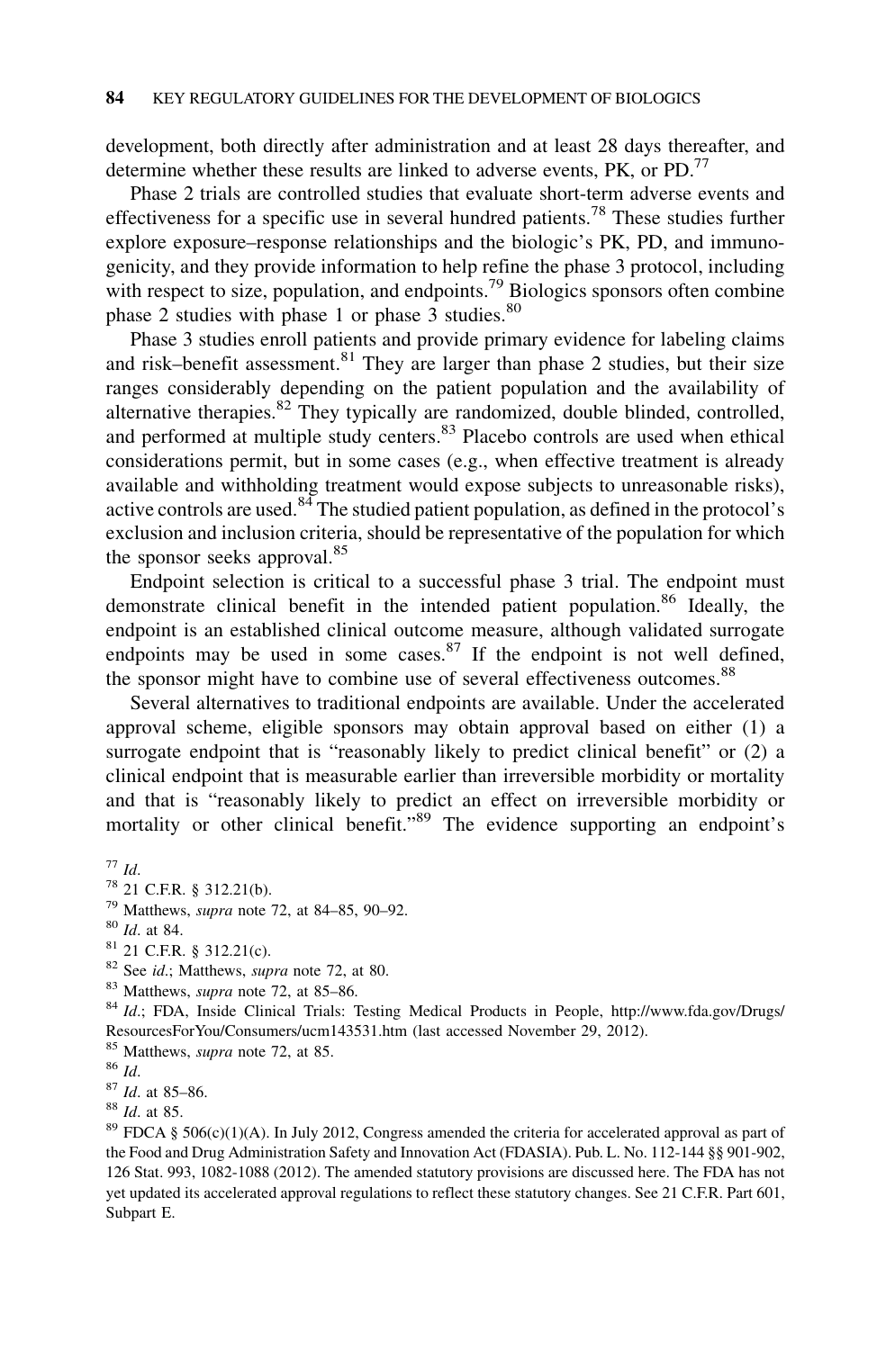development, both directly after administration and at least 28 days thereafter, and determine whether these results are linked to adverse events, PK, or PD.[77]

Phase 2 trials are controlled studies that evaluate short-term adverse events and effectiveness for a specific use in several hundred patients.[78] These studies further explore exposure–response relationships and the biologic's PK, PD, and immunogenicity, and they provide information to help refine the phase 3 protocol, including with respect to size, population, and endpoints.[79] Biologics sponsors often combine phase 2 studies with phase 1 or phase 3 studies.[80]

Phase 3 studies enroll patients and provide primary evidence for labeling claims and risk–benefit assessment.[81] They are larger than phase 2 studies, but their size ranges considerably depending on the patient population and the availability of alternative therapies.[82] They typically are randomized, double blinded, controlled, and performed at multiple study centers.[83] Placebo controls are used when ethical considerations permit, but in some cases (e.g., when effective treatment is already available and withholding treatment would expose subjects to unreasonable risks), active controls are used.[84] The studied patient population, as defined in the protocol's exclusion and inclusion criteria, should be representative of the population for which the sponsor seeks approval.[85]

Endpoint selection is critical to a successful phase 3 trial. The endpoint must demonstrate clinical benefit in the intended patient population.[86] Ideally, the endpoint is an established clinical outcome measure, although validated surrogate endpoints may be used in some cases.[87] If the endpoint is not well defined, the sponsor might have to combine use of several effectiveness outcomes.[88]

Several alternatives to traditional endpoints are available. Under the accelerated approval scheme, eligible sponsors may obtain approval based on either (1) a surrogate endpoint that is "reasonably likely to predict clinical benefit" or (2) a clinical endpoint that is measurable earlier than irreversible morbidity or mortality and that is "reasonably likely to predict an effect on irreversible morbidity or mortality or other clinical benefit."[89] The evidence supporting an endpoint's

---

[77] *Id*.

[78] 21 C.F.R. § 312.21(b).

[79] Matthews, *supra* note 72, at 84–85, 90–92.

[80] *Id*. at 84.

[81] 21 C.F.R. § 312.21(c).

[82] See *id*.; Matthews, *supra* note 72, at 80.

[83] Matthews, *supra* note 72, at 85–86.

[84] *Id*.; FDA, Inside Clinical Trials: Testing Medical Products in People, http://www.fda.gov/Drugs/ResourcesForYou/Consumers/ucm143531.htm (last accessed November 29, 2012).

[85] Matthews, *supra* note 72, at 85.

[86] *Id*.

[87] *Id*. at 85–86.

[88] *Id*. at 85.

[89] FDCA § 506(c)(1)(A). In July 2012, Congress amended the criteria for accelerated approval as part of the Food and Drug Administration Safety and Innovation Act (FDASIA). Pub. L. No. 112-144 §§ 901-902, 126 Stat. 993, 1082-1088 (2012). The amended statutory provisions are discussed here. The FDA has not yet updated its accelerated approval regulations to reflect these statutory changes. See 21 C.F.R. Part 601, Subpart E.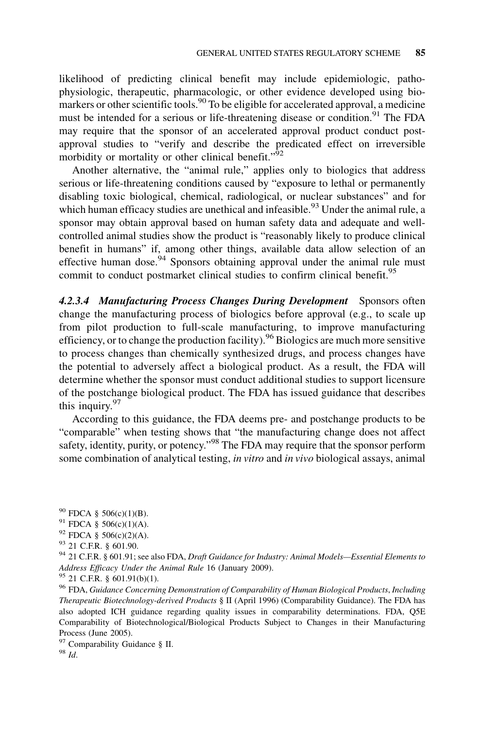likelihood of predicting clinical benefit may include epidemiologic, pathophysiologic, therapeutic, pharmacologic, or other evidence developed using biomarkers or other scientific tools.[90] To be eligible for accelerated approval, a medicine must be intended for a serious or life-threatening disease or condition.[91] The FDA may require that the sponsor of an accelerated approval product conduct post-approval studies to "verify and describe the predicated effect on irreversible morbidity or mortality or other clinical benefit."[92]

Another alternative, the "animal rule," applies only to biologics that address serious or life-threatening conditions caused by "exposure to lethal or permanently disabling toxic biological, chemical, radiological, or nuclear substances" and for which human efficacy studies are unethical and infeasible.[93] Under the animal rule, a sponsor may obtain approval based on human safety data and adequate and well-controlled animal studies show the product is "reasonably likely to produce clinical benefit in humans" if, among other things, available data allow selection of an effective human dose.[94] Sponsors obtaining approval under the animal rule must commit to conduct postmarket clinical studies to confirm clinical benefit.[95]

#### *4.2.3.4 Manufacturing Process Changes During Development*

Sponsors often change the manufacturing process of biologics before approval (e.g., to scale up from pilot production to full-scale manufacturing, to improve manufacturing efficiency, or to change the production facility).[96] Biologics are much more sensitive to process changes than chemically synthesized drugs, and process changes have the potential to adversely affect a biological product. As a result, the FDA will determine whether the sponsor must conduct additional studies to support licensure of the postchange biological product. The FDA has issued guidance that describes this inquiry.[97]

According to this guidance, the FDA deems pre- and postchange products to be "comparable" when testing shows that "the manufacturing change does not affect safety, identity, purity, or potency."[98] The FDA may require that the sponsor perform some combination of analytical testing, *in vitro* and *in vivo* biological assays, animal

---

[90] FDCA § 506(c)(1)(B).

[91] FDCA § 506(c)(1)(A).

[92] FDCA § 506(c)(2)(A).

[93] 21 C.F.R. § 601.90.

[94] 21 C.F.R. § 601.91; see also FDA, *Draft Guidance for Industry: Animal Models—Essential Elements to Address Efficacy Under the Animal Rule* 16 (January 2009).

[95] 21 C.F.R. § 601.91(b)(1).

[96] FDA, *Guidance Concerning Demonstration of Comparability of Human Biological Products, Including Therapeutic Biotechnology-derived Products* § II (April 1996) (Comparability Guidance). The FDA has also adopted ICH guidance regarding quality issues in comparability determinations. FDA, Q5E Comparability of Biotechnological/Biological Products Subject to Changes in their Manufacturing Process (June 2005).

[97] Comparability Guidance § II.

[98] *Id*.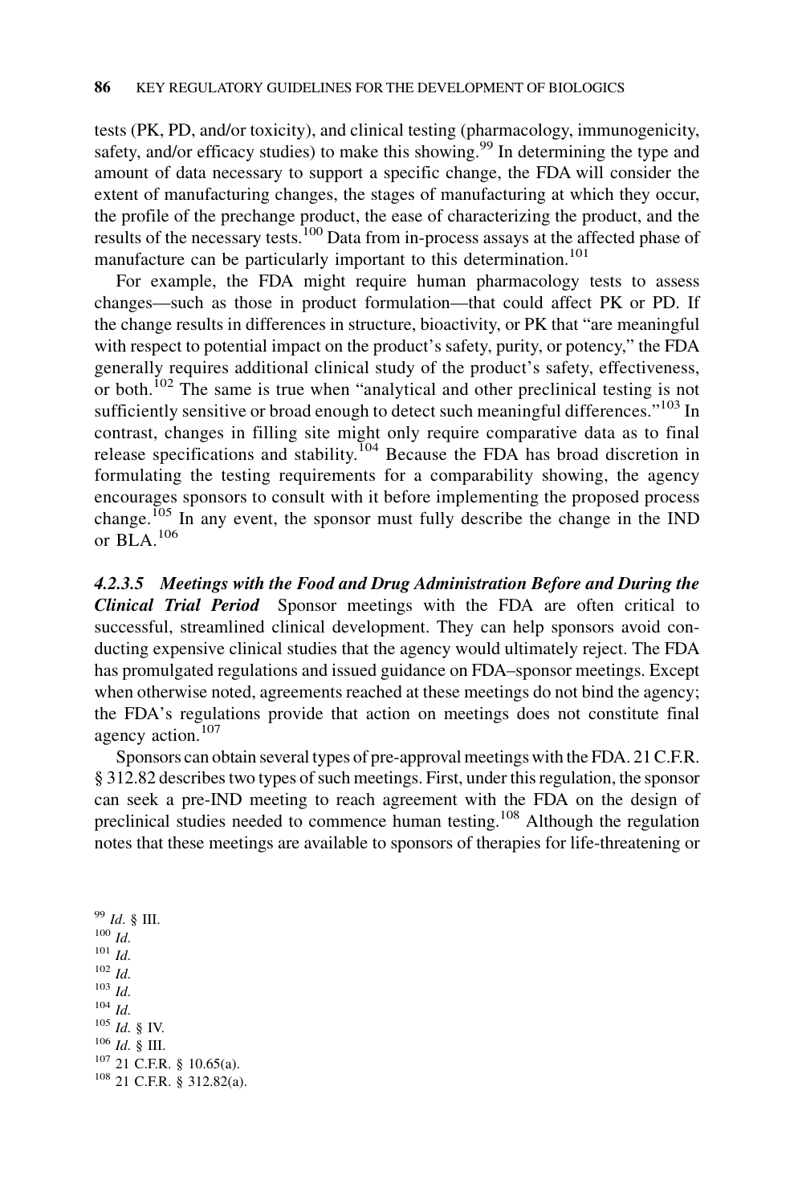tests (PK, PD, and/or toxicity), and clinical testing (pharmacology, immunogenicity, safety, and/or efficacy studies) to make this showing.[99] In determining the type and amount of data necessary to support a specific change, the FDA will consider the extent of manufacturing changes, the stages of manufacturing at which they occur, the profile of the prechange product, the ease of characterizing the product, and the results of the necessary tests.[100] Data from in-process assays at the affected phase of manufacture can be particularly important to this determination.[101]

For example, the FDA might require human pharmacology tests to assess changes—such as those in product formulation—that could affect PK or PD. If the change results in differences in structure, bioactivity, or PK that "are meaningful with respect to potential impact on the product's safety, purity, or potency," the FDA generally requires additional clinical study of the product's safety, effectiveness, or both.[102] The same is true when "analytical and other preclinical testing is not sufficiently sensitive or broad enough to detect such meaningful differences."[103] In contrast, changes in filling site might only require comparative data as to final release specifications and stability.[104] Because the FDA has broad discretion in formulating the testing requirements for a comparability showing, the agency encourages sponsors to consult with it before implementing the proposed process change.[105] In any event, the sponsor must fully describe the change in the IND or BLA.[106]

***4.2.3.5 Meetings with the Food and Drug Administration Before and During the Clinical Trial Period*** Sponsor meetings with the FDA are often critical to successful, streamlined clinical development. They can help sponsors avoid conducting expensive clinical studies that the agency would ultimately reject. The FDA has promulgated regulations and issued guidance on FDA–sponsor meetings. Except when otherwise noted, agreements reached at these meetings do not bind the agency; the FDA's regulations provide that action on meetings does not constitute final agency action.[107]

Sponsors can obtain several types of pre-approval meetings with the FDA. 21 C.F.R. § 312.82 describes two types of such meetings. First, under this regulation, the sponsor can seek a pre-IND meeting to reach agreement with the FDA on the design of preclinical studies needed to commence human testing.[108] Although the regulation notes that these meetings are available to sponsors of therapies for life-threatening or

[99] *Id*. § III.
[100] *Id*.
[101] *Id*.
[102] *Id*.
[103] *Id*.
[104] *Id*.
[105] *Id*. § IV.
[106] *Id*. § III.
[107] 21 C.F.R. § 10.65(a).
[108] 21 C.F.R. § 312.82(a).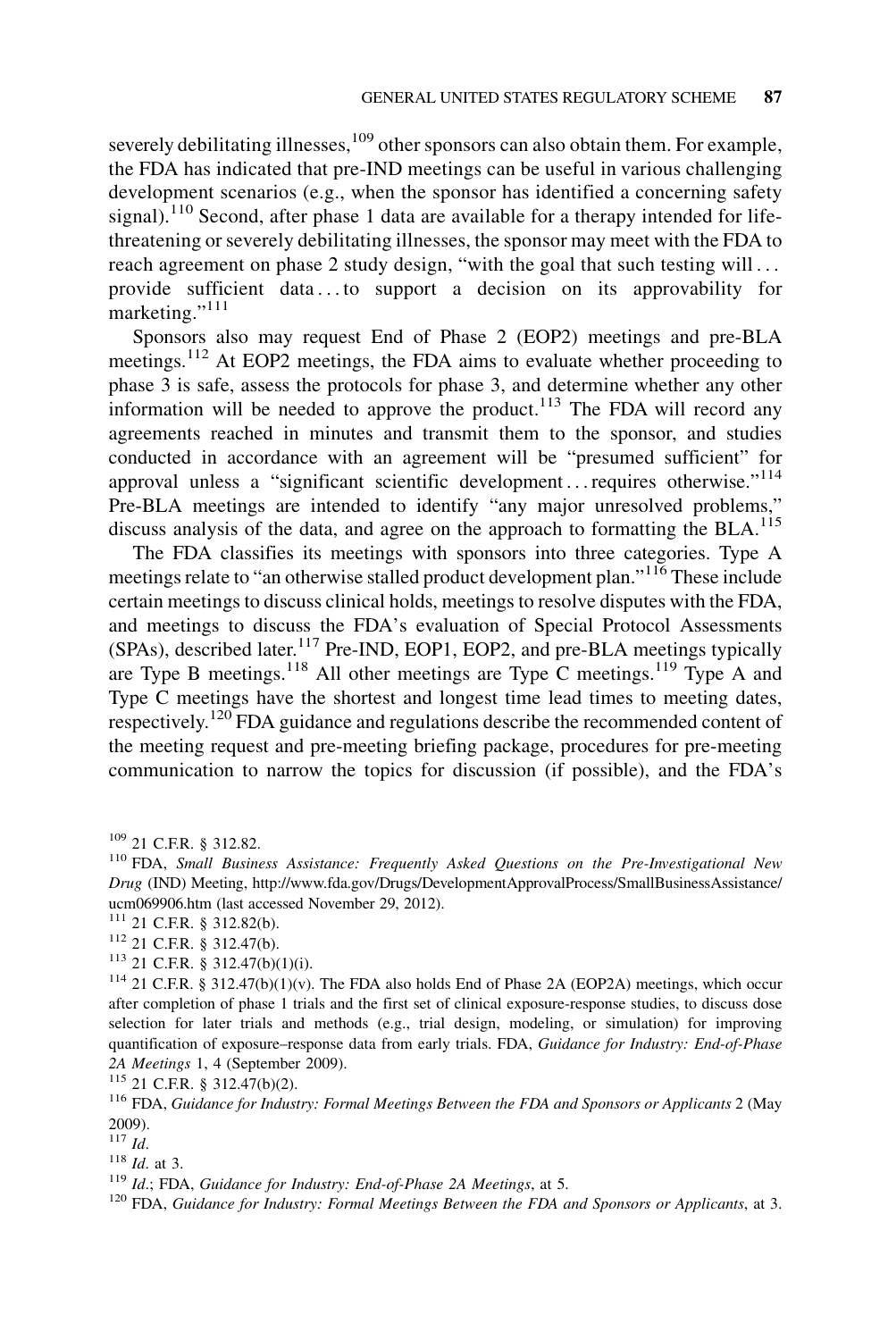severely debilitating illnesses,[109] other sponsors can also obtain them. For example, the FDA has indicated that pre-IND meetings can be useful in various challenging development scenarios (e.g., when the sponsor has identified a concerning safety signal).[110] Second, after phase 1 data are available for a therapy intended for life-threatening or severely debilitating illnesses, the sponsor may meet with the FDA to reach agreement on phase 2 study design, "with the goal that such testing will . . . provide sufficient data . . . to support a decision on its approvability for marketing."[111]

Sponsors also may request End of Phase 2 (EOP2) meetings and pre-BLA meetings.[112] At EOP2 meetings, the FDA aims to evaluate whether proceeding to phase 3 is safe, assess the protocols for phase 3, and determine whether any other information will be needed to approve the product.[113] The FDA will record any agreements reached in minutes and transmit them to the sponsor, and studies conducted in accordance with an agreement will be "presumed sufficient" for approval unless a "significant scientific development . . . requires otherwise."[114] Pre-BLA meetings are intended to identify "any major unresolved problems," discuss analysis of the data, and agree on the approach to formatting the BLA.[115]

The FDA classifies its meetings with sponsors into three categories. Type A meetings relate to "an otherwise stalled product development plan."[116] These include certain meetings to discuss clinical holds, meetings to resolve disputes with the FDA, and meetings to discuss the FDA's evaluation of Special Protocol Assessments (SPAs), described later.[117] Pre-IND, EOP1, EOP2, and pre-BLA meetings typically are Type B meetings.[118] All other meetings are Type C meetings.[119] Type A and Type C meetings have the shortest and longest time lead times to meeting dates, respectively.[120] FDA guidance and regulations describe the recommended content of the meeting request and pre-meeting briefing package, procedures for pre-meeting communication to narrow the topics for discussion (if possible), and the FDA's

---

[109] 21 C.F.R. § 312.82.

[110] FDA, *Small Business Assistance: Frequently Asked Questions on the Pre-Investigational New Drug* (IND) Meeting, http://www.fda.gov/Drugs/DevelopmentApprovalProcess/SmallBusinessAssistance/ucm069906.htm (last accessed November 29, 2012).

[111] 21 C.F.R. § 312.82(b).

[112] 21 C.F.R. § 312.47(b).

[113] 21 C.F.R. § 312.47(b)(1)(i).

[114] 21 C.F.R. § 312.47(b)(1)(v). The FDA also holds End of Phase 2A (EOP2A) meetings, which occur after completion of phase 1 trials and the first set of clinical exposure-response studies, to discuss dose selection for later trials and methods (e.g., trial design, modeling, or simulation) for improving quantification of exposure–response data from early trials. FDA, *Guidance for Industry: End-of-Phase 2A Meetings* 1, 4 (September 2009).

[115] 21 C.F.R. § 312.47(b)(2).

[116] FDA, *Guidance for Industry: Formal Meetings Between the FDA and Sponsors or Applicants* 2 (May 2009).

[117] *Id*.

[118] *Id*. at 3.

[119] *Id*.; FDA, *Guidance for Industry: End-of-Phase 2A Meetings*, at 5.

[120] FDA, *Guidance for Industry: Formal Meetings Between the FDA and Sponsors or Applicants*, at 3.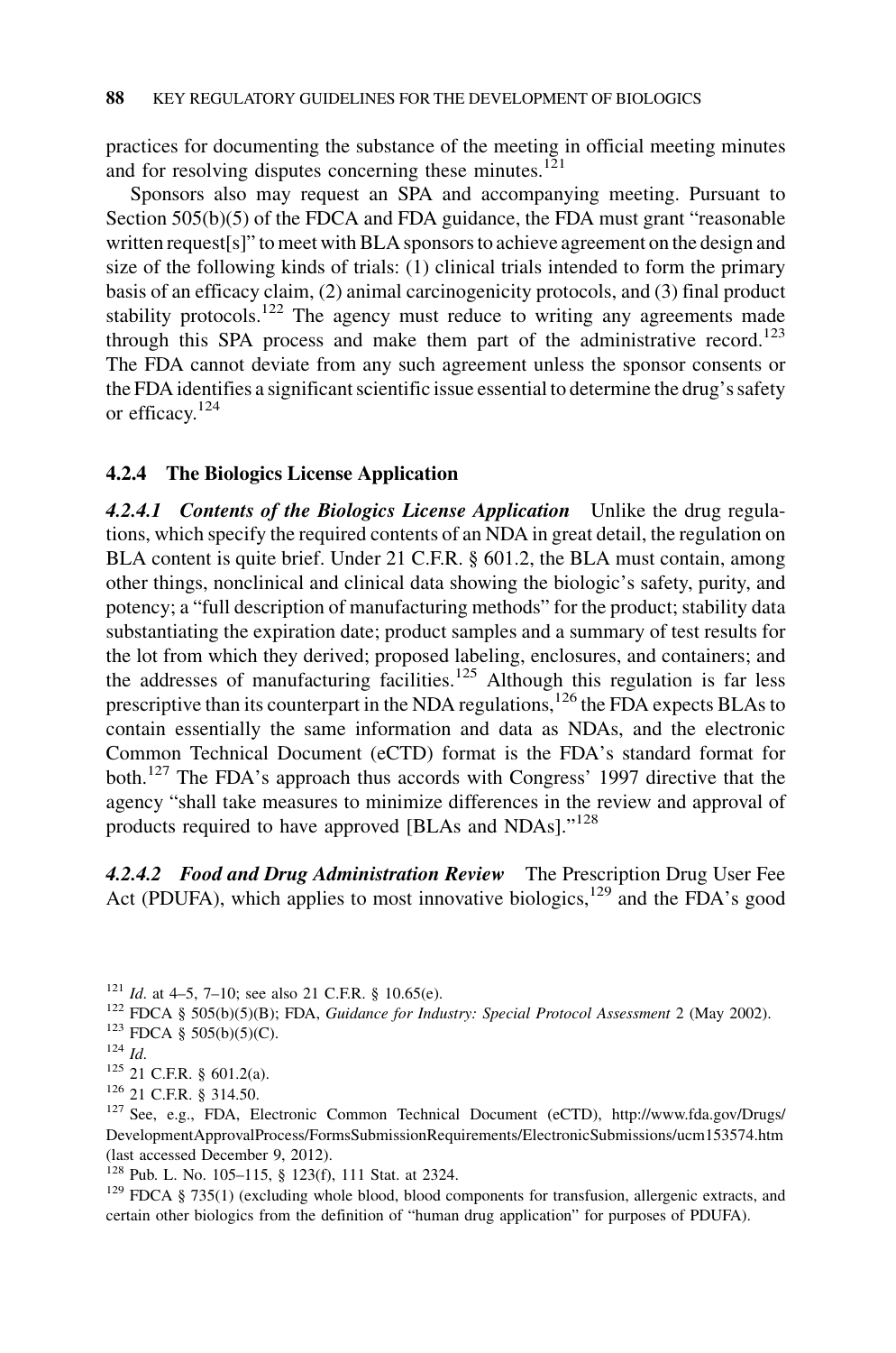practices for documenting the substance of the meeting in official meeting minutes and for resolving disputes concerning these minutes.[121]

Sponsors also may request an SPA and accompanying meeting. Pursuant to Section 505(b)(5) of the FDCA and FDA guidance, the FDA must grant "reasonable written request[s]" to meet with BLA sponsors to achieve agreement on the design and size of the following kinds of trials: (1) clinical trials intended to form the primary basis of an efficacy claim, (2) animal carcinogenicity protocols, and (3) final product stability protocols.[122] The agency must reduce to writing any agreements made through this SPA process and make them part of the administrative record.[123] The FDA cannot deviate from any such agreement unless the sponsor consents or the FDA identifies a significant scientific issue essential to determine the drug's safety or efficacy.[124]

### 4.2.4 The Biologics License Application

***4.2.4.1 Contents of the Biologics License Application*** Unlike the drug regulations, which specify the required contents of an NDA in great detail, the regulation on BLA content is quite brief. Under 21 C.F.R. § 601.2, the BLA must contain, among other things, nonclinical and clinical data showing the biologic's safety, purity, and potency; a "full description of manufacturing methods" for the product; stability data substantiating the expiration date; product samples and a summary of test results for the lot from which they derived; proposed labeling, enclosures, and containers; and the addresses of manufacturing facilities.[125] Although this regulation is far less prescriptive than its counterpart in the NDA regulations,[126] the FDA expects BLAs to contain essentially the same information and data as NDAs, and the electronic Common Technical Document (eCTD) format is the FDA's standard format for both.[127] The FDA's approach thus accords with Congress' 1997 directive that the agency "shall take measures to minimize differences in the review and approval of products required to have approved [BLAs and NDAs]."[128]

***4.2.4.2 Food and Drug Administration Review*** The Prescription Drug User Fee Act (PDUFA), which applies to most innovative biologics,[129] and the FDA's good

---

[121] *Id.* at 4–5, 7–10; see also 21 C.F.R. § 10.65(e).

[122] FDCA § 505(b)(5)(B); FDA, *Guidance for Industry: Special Protocol Assessment* 2 (May 2002).

[123] FDCA § 505(b)(5)(C).

[124] *Id.*

[125] 21 C.F.R. § 601.2(a).

[126] 21 C.F.R. § 314.50.

[127] See, e.g., FDA, Electronic Common Technical Document (eCTD), http://www.fda.gov/Drugs/DevelopmentApprovalProcess/FormsSubmissionRequirements/ElectronicSubmissions/ucm153574.htm (last accessed December 9, 2012).

[128] Pub. L. No. 105–115, § 123(f), 111 Stat. at 2324.

[129] FDCA § 735(1) (excluding whole blood, blood components for transfusion, allergenic extracts, and certain other biologics from the definition of "human drug application" for purposes of PDUFA).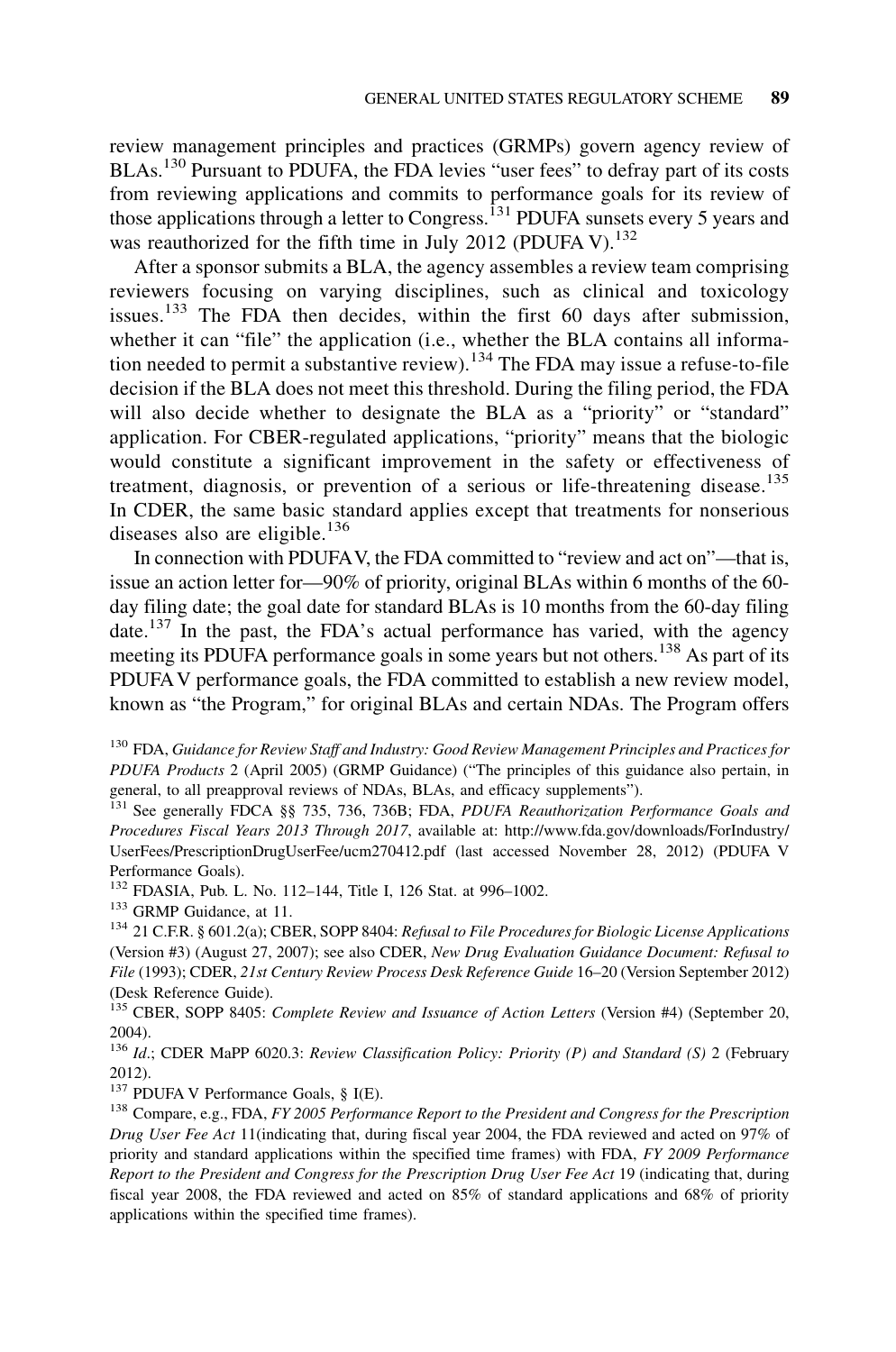review management principles and practices (GRMPs) govern agency review of BLAs.[130] Pursuant to PDUFA, the FDA levies "user fees" to defray part of its costs from reviewing applications and commits to performance goals for its review of those applications through a letter to Congress.[131] PDUFA sunsets every 5 years and was reauthorized for the fifth time in July 2012 (PDUFA V).[132]

After a sponsor submits a BLA, the agency assembles a review team comprising reviewers focusing on varying disciplines, such as clinical and toxicology issues.[133] The FDA then decides, within the first 60 days after submission, whether it can "file" the application (i.e., whether the BLA contains all information needed to permit a substantive review).[134] The FDA may issue a refuse-to-file decision if the BLA does not meet this threshold. During the filing period, the FDA will also decide whether to designate the BLA as a "priority" or "standard" application. For CBER-regulated applications, "priority" means that the biologic would constitute a significant improvement in the safety or effectiveness of treatment, diagnosis, or prevention of a serious or life-threatening disease.[135] In CDER, the same basic standard applies except that treatments for nonserious diseases also are eligible.[136]

In connection with PDUFA V, the FDA committed to "review and act on"—that is, issue an action letter for—90% of priority, original BLAs within 6 months of the 60-day filing date; the goal date for standard BLAs is 10 months from the 60-day filing date.[137] In the past, the FDA's actual performance has varied, with the agency meeting its PDUFA performance goals in some years but not others.[138] As part of its PDUFA V performance goals, the FDA committed to establish a new review model, known as "the Program," for original BLAs and certain NDAs. The Program offers

---

[130] FDA, *Guidance for Review Staff and Industry: Good Review Management Principles and Practices for PDUFA Products* 2 (April 2005) (GRMP Guidance) ("The principles of this guidance also pertain, in general, to all preapproval reviews of NDAs, BLAs, and efficacy supplements").

[131] See generally FDCA §§ 735, 736, 736B; FDA, *PDUFA Reauthorization Performance Goals and Procedures Fiscal Years 2013 Through 2017*, available at: http://www.fda.gov/downloads/ForIndustry/UserFees/PrescriptionDrugUserFee/ucm270412.pdf (last accessed November 28, 2012) (PDUFA V Performance Goals).

[132] FDASIA, Pub. L. No. 112–144, Title I, 126 Stat. at 996–1002.

[133] GRMP Guidance, at 11.

[134] 21 C.F.R. § 601.2(a); CBER, SOPP 8404: *Refusal to File Procedures for Biologic License Applications* (Version #3) (August 27, 2007); see also CDER, *New Drug Evaluation Guidance Document: Refusal to File* (1993); CDER, *21st Century Review Process Desk Reference Guide* 16–20 (Version September 2012) (Desk Reference Guide).

[135] CBER, SOPP 8405: *Complete Review and Issuance of Action Letters* (Version #4) (September 20, 2004).

[136] *Id.*; CDER MaPP 6020.3: *Review Classification Policy: Priority (P) and Standard (S)* 2 (February 2012).

[137] PDUFA V Performance Goals, § I(E).

[138] Compare, e.g., FDA, *FY 2005 Performance Report to the President and Congress for the Prescription Drug User Fee Act* 11(indicating that, during fiscal year 2004, the FDA reviewed and acted on 97% of priority and standard applications within the specified time frames) with FDA, *FY 2009 Performance Report to the President and Congress for the Prescription Drug User Fee Act* 19 (indicating that, during fiscal year 2008, the FDA reviewed and acted on 85% of standard applications and 68% of priority applications within the specified time frames).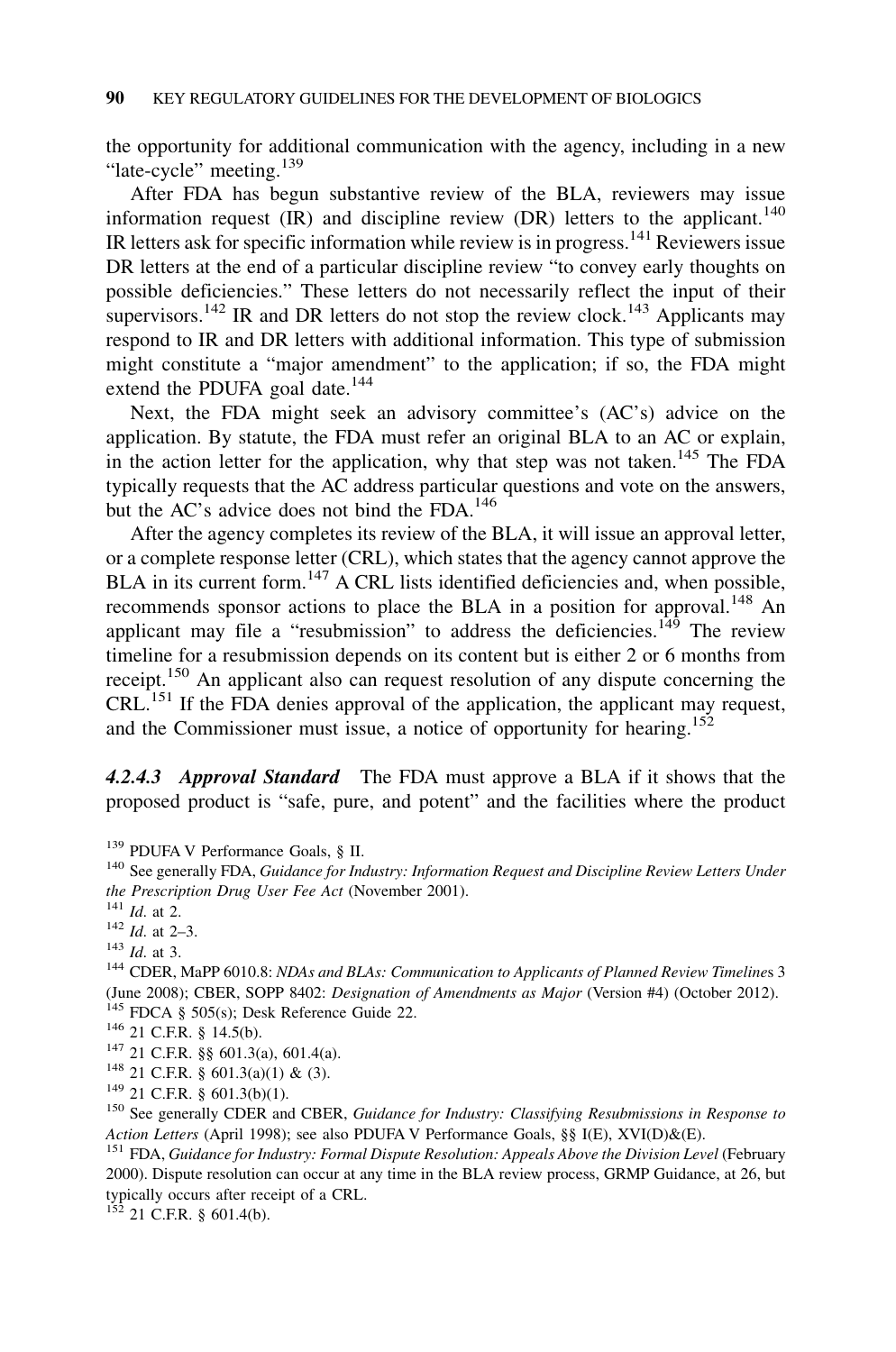the opportunity for additional communication with the agency, including in a new "late-cycle" meeting.[139]

After FDA has begun substantive review of the BLA, reviewers may issue information request (IR) and discipline review (DR) letters to the applicant.[140] IR letters ask for specific information while review is in progress.[141] Reviewers issue DR letters at the end of a particular discipline review "to convey early thoughts on possible deficiencies." These letters do not necessarily reflect the input of their supervisors.[142] IR and DR letters do not stop the review clock.[143] Applicants may respond to IR and DR letters with additional information. This type of submission might constitute a "major amendment" to the application; if so, the FDA might extend the PDUFA goal date.[144]

Next, the FDA might seek an advisory committee's (AC's) advice on the application. By statute, the FDA must refer an original BLA to an AC or explain, in the action letter for the application, why that step was not taken.[145] The FDA typically requests that the AC address particular questions and vote on the answers, but the AC's advice does not bind the FDA.[146]

After the agency completes its review of the BLA, it will issue an approval letter, or a complete response letter (CRL), which states that the agency cannot approve the BLA in its current form.[147] A CRL lists identified deficiencies and, when possible, recommends sponsor actions to place the BLA in a position for approval.[148] An applicant may file a "resubmission" to address the deficiencies.[149] The review timeline for a resubmission depends on its content but is either 2 or 6 months from receipt.[150] An applicant also can request resolution of any dispute concerning the CRL.[151] If the FDA denies approval of the application, the applicant may request, and the Commissioner must issue, a notice of opportunity for hearing.[152]

***4.2.4.3 Approval Standard*** The FDA must approve a BLA if it shows that the proposed product is "safe, pure, and potent" and the facilities where the product

---

[139] PDUFA V Performance Goals, § II.

[140] See generally FDA, *Guidance for Industry: Information Request and Discipline Review Letters Under the Prescription Drug User Fee Act* (November 2001).

[141] *Id.* at 2.

[142] *Id.* at 2–3.

[143] *Id.* at 3.

[144] CDER, MaPP 6010.8: *NDAs and BLAs: Communication to Applicants of Planned Review Timelines* 3 (June 2008); CBER, SOPP 8402: *Designation of Amendments as Major* (Version #4) (October 2012).

[145] FDCA § 505(s); Desk Reference Guide 22.

[146] 21 C.F.R. § 14.5(b).

[147] 21 C.F.R. §§ 601.3(a), 601.4(a).

[148] 21 C.F.R. § 601.3(a)(1) & (3).

[149] 21 C.F.R. § 601.3(b)(1).

[150] See generally CDER and CBER, *Guidance for Industry: Classifying Resubmissions in Response to Action Letters* (April 1998); see also PDUFA V Performance Goals, §§ I(E), XVI(D)&(E).

[151] FDA, *Guidance for Industry: Formal Dispute Resolution: Appeals Above the Division Level* (February 2000). Dispute resolution can occur at any time in the BLA review process, GRMP Guidance, at 26, but typically occurs after receipt of a CRL.

[152] 21 C.F.R. § 601.4(b).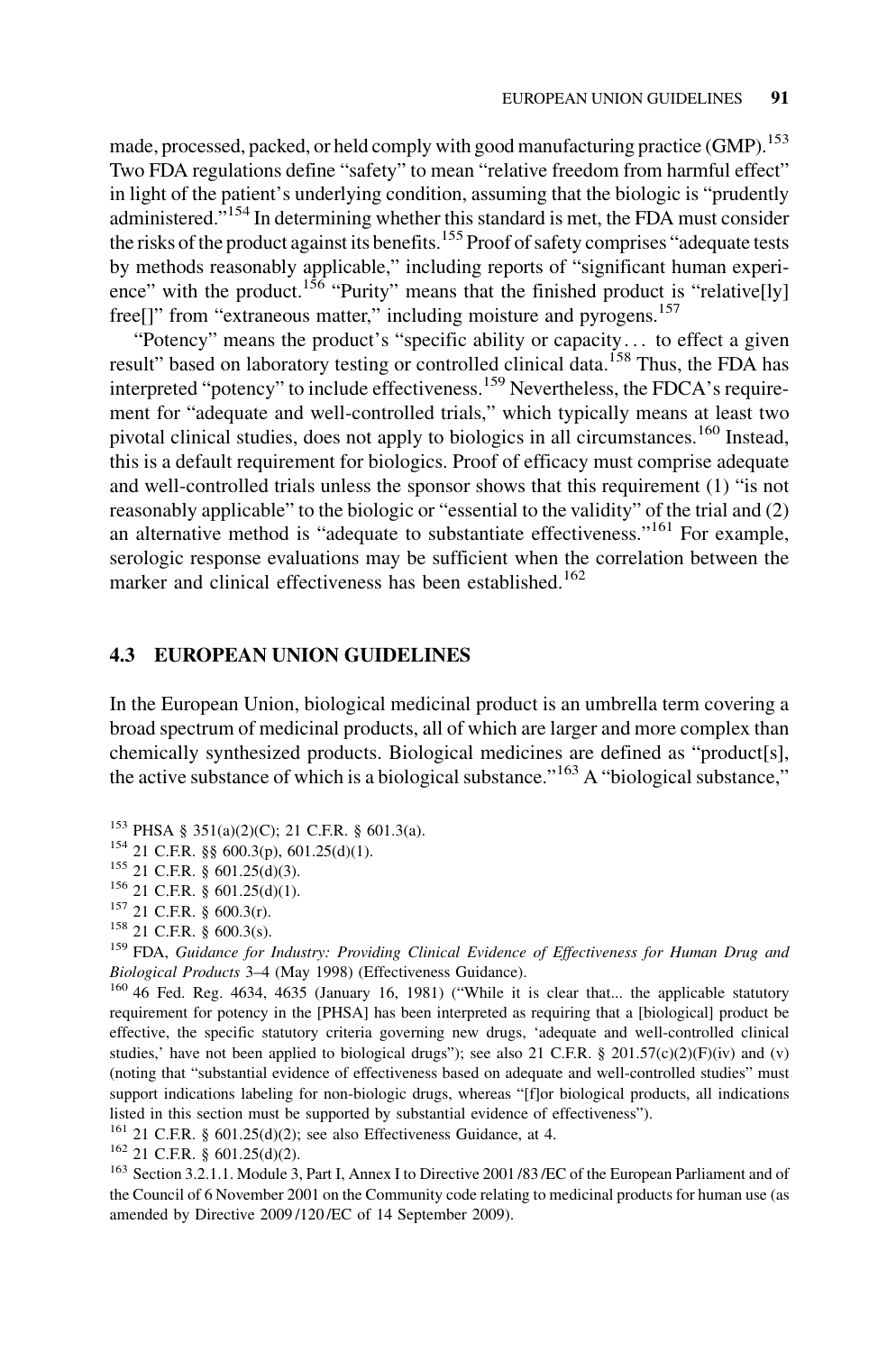made, processed, packed, or held comply with good manufacturing practice (GMP).[153] Two FDA regulations define "safety" to mean "relative freedom from harmful effect" in light of the patient's underlying condition, assuming that the biologic is "prudently administered."[154] In determining whether this standard is met, the FDA must consider the risks of the product against its benefits.[155] Proof of safety comprises "adequate tests by methods reasonably applicable," including reports of "significant human experience" with the product.[156] "Purity" means that the finished product is "relative[ly] free[]" from "extraneous matter," including moisture and pyrogens.[157]

"Potency" means the product's "specific ability or capacity... to effect a given result" based on laboratory testing or controlled clinical data.[158] Thus, the FDA has interpreted "potency" to include effectiveness.[159] Nevertheless, the FDCA's requirement for "adequate and well-controlled trials," which typically means at least two pivotal clinical studies, does not apply to biologics in all circumstances.[160] Instead, this is a default requirement for biologics. Proof of efficacy must comprise adequate and well-controlled trials unless the sponsor shows that this requirement (1) "is not reasonably applicable" to the biologic or "essential to the validity" of the trial and (2) an alternative method is "adequate to substantiate effectiveness."[161] For example, serologic response evaluations may be sufficient when the correlation between the marker and clinical effectiveness has been established.[162]

## 4.3 EUROPEAN UNION GUIDELINES

In the European Union, biological medicinal product is an umbrella term covering a broad spectrum of medicinal products, all of which are larger and more complex than chemically synthesized products. Biological medicines are defined as "product[s], the active substance of which is a biological substance."[163] A "biological substance,"

---

[153] PHSA § 351(a)(2)(C); 21 C.F.R. § 601.3(a).

[154] 21 C.F.R. §§ 600.3(p), 601.25(d)(1).

[155] 21 C.F.R. § 601.25(d)(3).

[156] 21 C.F.R. § 601.25(d)(1).

[157] 21 C.F.R. § 600.3(r).

[158] 21 C.F.R. § 600.3(s).

[159] FDA, *Guidance for Industry: Providing Clinical Evidence of Effectiveness for Human Drug and Biological Products* 3–4 (May 1998) (Effectiveness Guidance).

[160] 46 Fed. Reg. 4634, 4635 (January 16, 1981) ("While it is clear that... the applicable statutory requirement for potency in the [PHSA] has been interpreted as requiring that a [biological] product be effective, the specific statutory criteria governing new drugs, 'adequate and well-controlled clinical studies,' have not been applied to biological drugs"); see also 21 C.F.R. § 201.57(c)(2)(F)(iv) and (v) (noting that "substantial evidence of effectiveness based on adequate and well-controlled studies" must support indications labeling for non-biologic drugs, whereas "[f]or biological products, all indications listed in this section must be supported by substantial evidence of effectiveness").

[161] 21 C.F.R. § 601.25(d)(2); see also Effectiveness Guidance, at 4.

[162] 21 C.F.R. § 601.25(d)(2).

[163] Section 3.2.1.1. Module 3, Part I, Annex I to Directive 2001/83/EC of the European Parliament and of the Council of 6 November 2001 on the Community code relating to medicinal products for human use (as amended by Directive 2009/120/EC of 14 September 2009).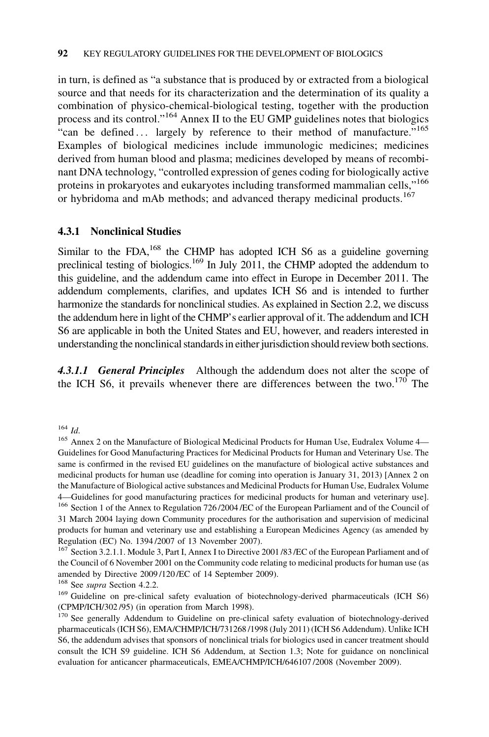in turn, is defined as "a substance that is produced by or extracted from a biological source and that needs for its characterization and the determination of its quality a combination of physico-chemical-biological testing, together with the production process and its control."[164] Annex II to the EU GMP guidelines notes that biologics "can be defined . . . largely by reference to their method of manufacture."[165] Examples of biological medicines include immunologic medicines; medicines derived from human blood and plasma; medicines developed by means of recombinant DNA technology, "controlled expression of genes coding for biologically active proteins in prokaryotes and eukaryotes including transformed mammalian cells,"[166] or hybridoma and mAb methods; and advanced therapy medicinal products.[167]

### 4.3.1 Nonclinical Studies

Similar to the FDA,[168] the CHMP has adopted ICH S6 as a guideline governing preclinical testing of biologics.[169] In July 2011, the CHMP adopted the addendum to this guideline, and the addendum came into effect in Europe in December 2011. The addendum complements, clarifies, and updates ICH S6 and is intended to further harmonize the standards for nonclinical studies. As explained in Section 2.2, we discuss the addendum here in light of the CHMP's earlier approval of it. The addendum and ICH S6 are applicable in both the United States and EU, however, and readers interested in understanding the nonclinical standards in either jurisdiction should review both sections.

***4.3.1.1 General Principles*** Although the addendum does not alter the scope of the ICH S6, it prevails whenever there are differences between the two.[170] The

---

[164] *Id*.

[165] Annex 2 on the Manufacture of Biological Medicinal Products for Human Use, Eudralex Volume 4—Guidelines for Good Manufacturing Practices for Medicinal Products for Human and Veterinary Use. The same is confirmed in the revised EU guidelines on the manufacture of biological active substances and medicinal products for human use (deadline for coming into operation is January 31, 2013) [Annex 2 on the Manufacture of Biological active substances and Medicinal Products for Human Use, Eudralex Volume 4—Guidelines for good manufacturing practices for medicinal products for human and veterinary use].

[166] Section 1 of the Annex to Regulation 726/2004/EC of the European Parliament and of the Council of 31 March 2004 laying down Community procedures for the authorisation and supervision of medicinal products for human and veterinary use and establishing a European Medicines Agency (as amended by Regulation (EC) No. 1394/2007 of 13 November 2007).

[167] Section 3.2.1.1. Module 3, Part I, Annex I to Directive 2001/83/EC of the European Parliament and of the Council of 6 November 2001 on the Community code relating to medicinal products for human use (as amended by Directive 2009/120/EC of 14 September 2009).

[168] See *supra* Section 4.2.2.

[169] Guideline on pre-clinical safety evaluation of biotechnology-derived pharmaceuticals (ICH S6) (CPMP/ICH/302/95) (in operation from March 1998).

[170] See generally Addendum to Guideline on pre-clinical safety evaluation of biotechnology-derived pharmaceuticals (ICH S6), EMA/CHMP/ICH/731268/1998 (July 2011) (ICH S6 Addendum). Unlike ICH S6, the addendum advises that sponsors of nonclinical trials for biologics used in cancer treatment should consult the ICH S9 guideline. ICH S6 Addendum, at Section 1.3; Note for guidance on nonclinical evaluation for anticancer pharmaceuticals, EMEA/CHMP/ICH/646107/2008 (November 2009).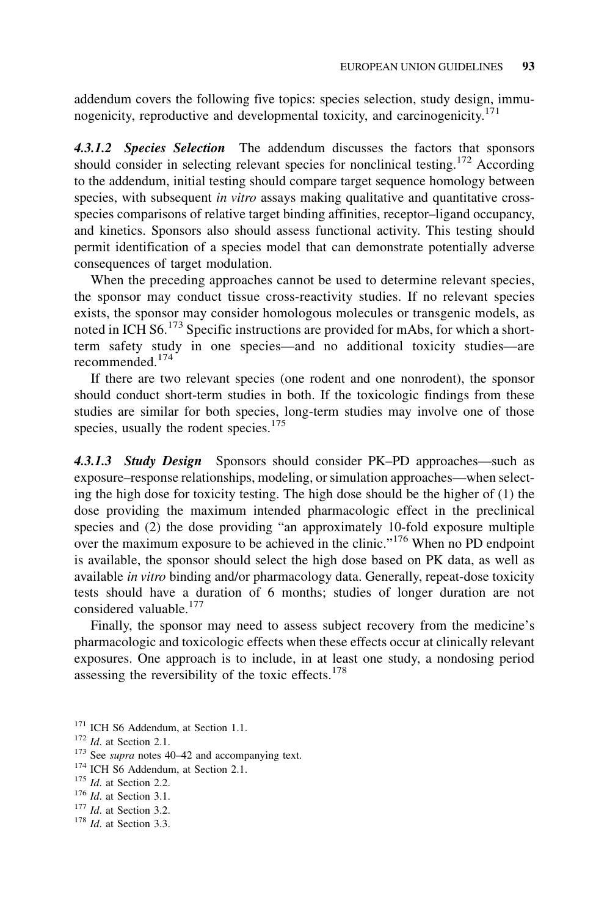addendum covers the following five topics: species selection, study design, immunogenicity, reproductive and developmental toxicity, and carcinogenicity.[171]

#### *4.3.1.2 Species Selection*

The addendum discusses the factors that sponsors should consider in selecting relevant species for nonclinical testing.[172] According to the addendum, initial testing should compare target sequence homology between species, with subsequent *in vitro* assays making qualitative and quantitative cross-species comparisons of relative target binding affinities, receptor–ligand occupancy, and kinetics. Sponsors also should assess functional activity. This testing should permit identification of a species model that can demonstrate potentially adverse consequences of target modulation.

When the preceding approaches cannot be used to determine relevant species, the sponsor may conduct tissue cross-reactivity studies. If no relevant species exists, the sponsor may consider homologous molecules or transgenic models, as noted in ICH S6.[173] Specific instructions are provided for mAbs, for which a short-term safety study in one species—and no additional toxicity studies—are recommended.[174]

If there are two relevant species (one rodent and one nonrodent), the sponsor should conduct short-term studies in both. If the toxicologic findings from these studies are similar for both species, long-term studies may involve one of those species, usually the rodent species.[175]

#### *4.3.1.3 Study Design*

Sponsors should consider PK–PD approaches—such as exposure–response relationships, modeling, or simulation approaches—when selecting the high dose for toxicity testing. The high dose should be the higher of (1) the dose providing the maximum intended pharmacologic effect in the preclinical species and (2) the dose providing "an approximately 10-fold exposure multiple over the maximum exposure to be achieved in the clinic."[176] When no PD endpoint is available, the sponsor should select the high dose based on PK data, as well as available *in vitro* binding and/or pharmacology data. Generally, repeat-dose toxicity tests should have a duration of 6 months; studies of longer duration are not considered valuable.[177]

Finally, the sponsor may need to assess subject recovery from the medicine's pharmacologic and toxicologic effects when these effects occur at clinically relevant exposures. One approach is to include, in at least one study, a nondosing period assessing the reversibility of the toxic effects.[178]

---

[171] ICH S6 Addendum, at Section 1.1.
[172] *Id*. at Section 2.1.
[173] See *supra* notes 40–42 and accompanying text.
[174] ICH S6 Addendum, at Section 2.1.
[175] *Id*. at Section 2.2.
[176] *Id*. at Section 3.1.
[177] *Id*. at Section 3.2.
[178] *Id*. at Section 3.3.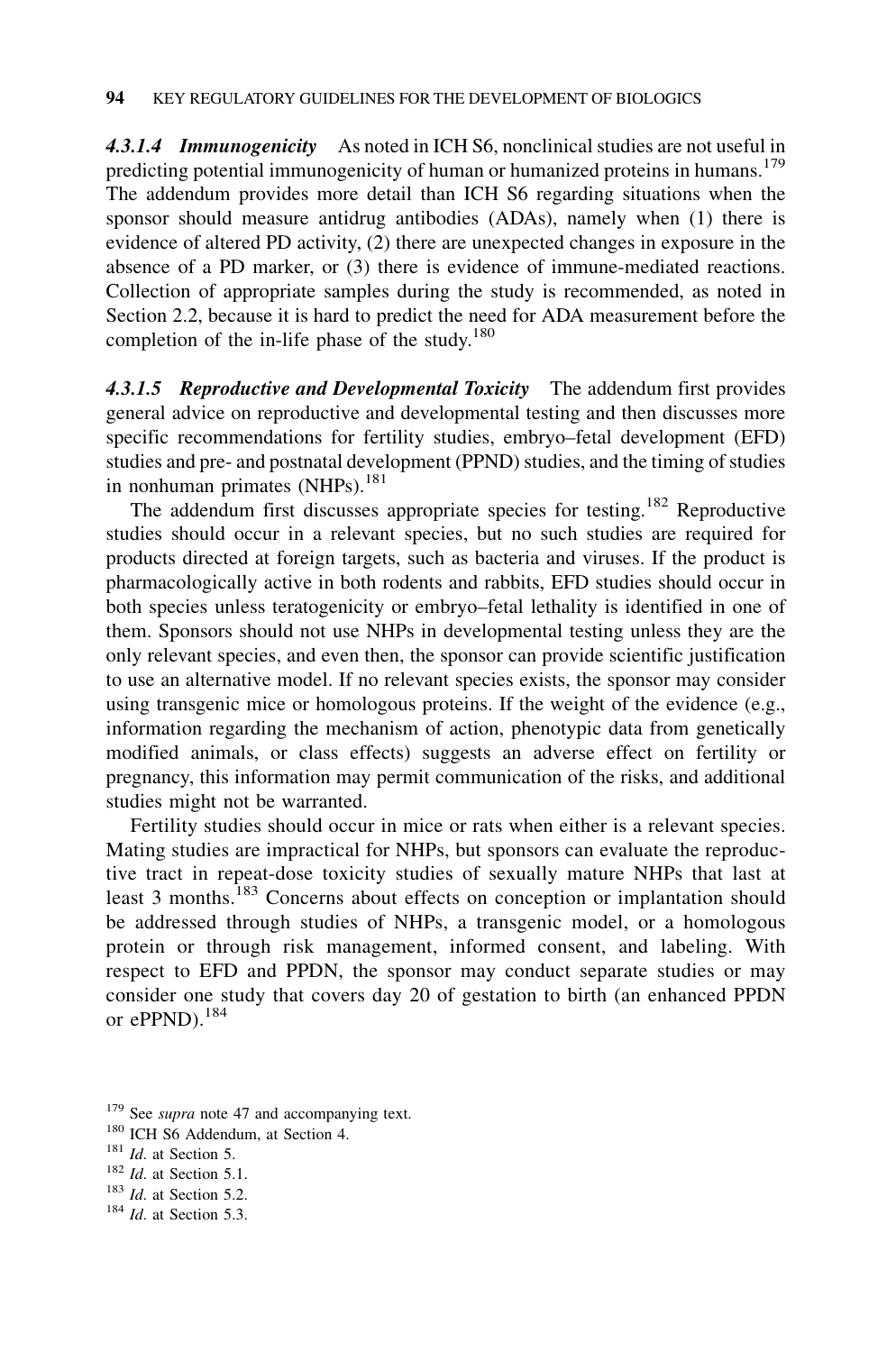***4.3.1.4 Immunogenicity*** As noted in ICH S6, nonclinical studies are not useful in predicting potential immunogenicity of human or humanized proteins in humans.[179] The addendum provides more detail than ICH S6 regarding situations when the sponsor should measure antidrug antibodies (ADAs), namely when (1) there is evidence of altered PD activity, (2) there are unexpected changes in exposure in the absence of a PD marker, or (3) there is evidence of immune-mediated reactions. Collection of appropriate samples during the study is recommended, as noted in Section 2.2, because it is hard to predict the need for ADA measurement before the completion of the in-life phase of the study.[180]

***4.3.1.5 Reproductive and Developmental Toxicity*** The addendum first provides general advice on reproductive and developmental testing and then discusses more specific recommendations for fertility studies, embryo–fetal development (EFD) studies and pre- and postnatal development (PPND) studies, and the timing of studies in nonhuman primates (NHPs).[181]

The addendum first discusses appropriate species for testing.[182] Reproductive studies should occur in a relevant species, but no such studies are required for products directed at foreign targets, such as bacteria and viruses. If the product is pharmacologically active in both rodents and rabbits, EFD studies should occur in both species unless teratogenicity or embryo–fetal lethality is identified in one of them. Sponsors should not use NHPs in developmental testing unless they are the only relevant species, and even then, the sponsor can provide scientific justification to use an alternative model. If no relevant species exists, the sponsor may consider using transgenic mice or homologous proteins. If the weight of the evidence (e.g., information regarding the mechanism of action, phenotypic data from genetically modified animals, or class effects) suggests an adverse effect on fertility or pregnancy, this information may permit communication of the risks, and additional studies might not be warranted.

Fertility studies should occur in mice or rats when either is a relevant species. Mating studies are impractical for NHPs, but sponsors can evaluate the reproductive tract in repeat-dose toxicity studies of sexually mature NHPs that last at least 3 months.[183] Concerns about effects on conception or implantation should be addressed through studies of NHPs, a transgenic model, or a homologous protein or through risk management, informed consent, and labeling. With respect to EFD and PPDN, the sponsor may conduct separate studies or may consider one study that covers day 20 of gestation to birth (an enhanced PPDN or ePPND).[184]

---

[179] See *supra* note 47 and accompanying text.

[180] ICH S6 Addendum, at Section 4.

[181] *Id.* at Section 5.

[182] *Id.* at Section 5.1.

[183] *Id.* at Section 5.2.

[184] *Id.* at Section 5.3.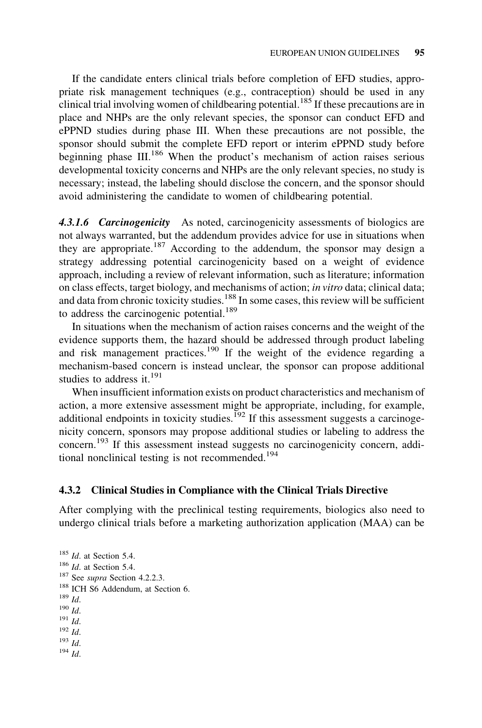If the candidate enters clinical trials before completion of EFD studies, appropriate risk management techniques (e.g., contraception) should be used in any clinical trial involving women of childbearing potential.[185] If these precautions are in place and NHPs are the only relevant species, the sponsor can conduct EFD and ePPND studies during phase III. When these precautions are not possible, the sponsor should submit the complete EFD report or interim ePPND study before beginning phase III.[186] When the product's mechanism of action raises serious developmental toxicity concerns and NHPs are the only relevant species, no study is necessary; instead, the labeling should disclose the concern, and the sponsor should avoid administering the candidate to women of childbearing potential.

#### ***4.3.1.6 Carcinogenicity***

As noted, carcinogenicity assessments of biologics are not always warranted, but the addendum provides advice for use in situations when they are appropriate.[187] According to the addendum, the sponsor may design a strategy addressing potential carcinogenicity based on a weight of evidence approach, including a review of relevant information, such as literature; information on class effects, target biology, and mechanisms of action; *in vitro* data; clinical data; and data from chronic toxicity studies.[188] In some cases, this review will be sufficient to address the carcinogenic potential.[189]

In situations when the mechanism of action raises concerns and the weight of the evidence supports them, the hazard should be addressed through product labeling and risk management practices.[190] If the weight of the evidence regarding a mechanism-based concern is instead unclear, the sponsor can propose additional studies to address it.[191]

When insufficient information exists on product characteristics and mechanism of action, a more extensive assessment might be appropriate, including, for example, additional endpoints in toxicity studies.[192] If this assessment suggests a carcinogenicity concern, sponsors may propose additional studies or labeling to address the concern.[193] If this assessment instead suggests no carcinogenicity concern, additional nonclinical testing is not recommended.[194]

### 4.3.2 Clinical Studies in Compliance with the Clinical Trials Directive

After complying with the preclinical testing requirements, biologics also need to undergo clinical trials before a marketing authorization application (MAA) can be

[185] *Id*. at Section 5.4.
[186] *Id*. at Section 5.4.
[187] See *supra* Section 4.2.2.3.
[188] ICH S6 Addendum, at Section 6.
[189] *Id*.
[190] *Id*.
[191] *Id*.
[192] *Id*.
[193] *Id*.
[194] *Id*.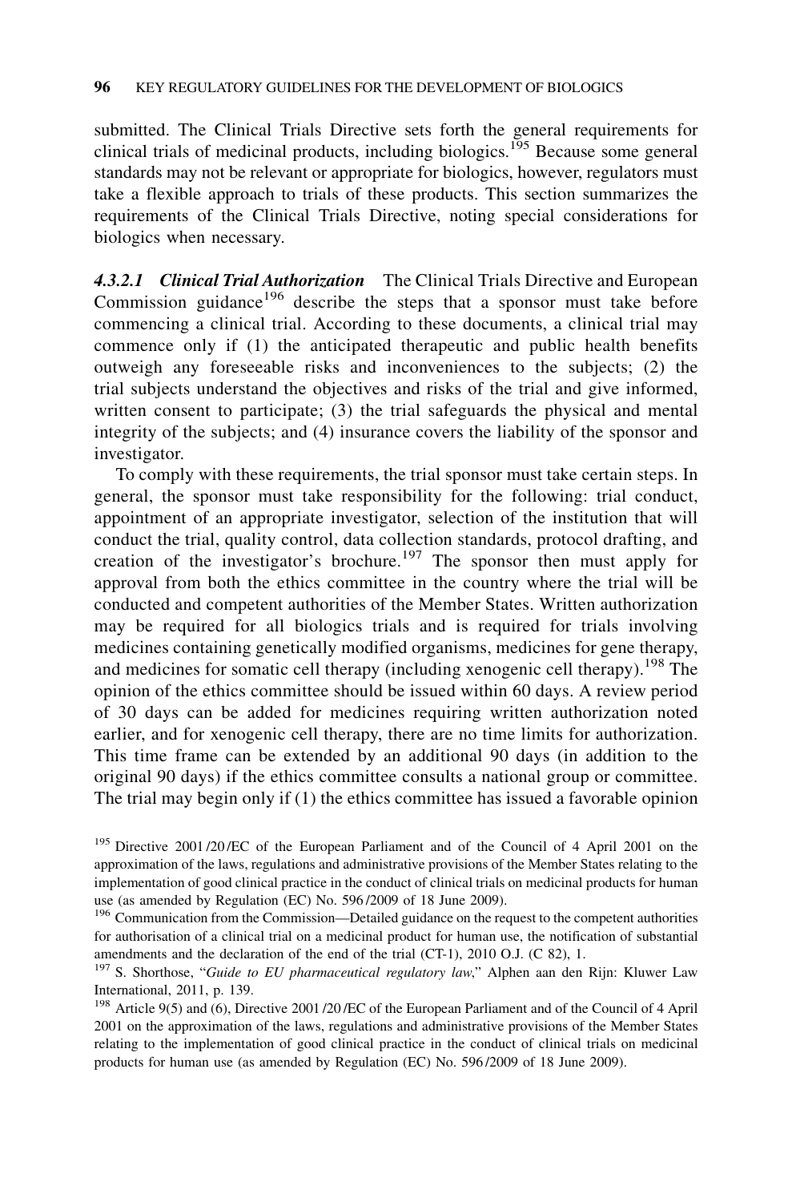submitted. The Clinical Trials Directive sets forth the general requirements for clinical trials of medicinal products, including biologics.[195] Because some general standards may not be relevant or appropriate for biologics, however, regulators must take a flexible approach to trials of these products. This section summarizes the requirements of the Clinical Trials Directive, noting special considerations for biologics when necessary.

***4.3.2.1 Clinical Trial Authorization*** The Clinical Trials Directive and European Commission guidance[196] describe the steps that a sponsor must take before commencing a clinical trial. According to these documents, a clinical trial may commence only if (1) the anticipated therapeutic and public health benefits outweigh any foreseeable risks and inconveniences to the subjects; (2) the trial subjects understand the objectives and risks of the trial and give informed, written consent to participate; (3) the trial safeguards the physical and mental integrity of the subjects; and (4) insurance covers the liability of the sponsor and investigator.

To comply with these requirements, the trial sponsor must take certain steps. In general, the sponsor must take responsibility for the following: trial conduct, appointment of an appropriate investigator, selection of the institution that will conduct the trial, quality control, data collection standards, protocol drafting, and creation of the investigator's brochure.[197] The sponsor then must apply for approval from both the ethics committee in the country where the trial will be conducted and competent authorities of the Member States. Written authorization may be required for all biologics trials and is required for trials involving medicines containing genetically modified organisms, medicines for gene therapy, and medicines for somatic cell therapy (including xenogenic cell therapy).[198] The opinion of the ethics committee should be issued within 60 days. A review period of 30 days can be added for medicines requiring written authorization noted earlier, and for xenogenic cell therapy, there are no time limits for authorization. This time frame can be extended by an additional 90 days (in addition to the original 90 days) if the ethics committee consults a national group or committee. The trial may begin only if (1) the ethics committee has issued a favorable opinion

[195] Directive 2001/20/EC of the European Parliament and of the Council of 4 April 2001 on the approximation of the laws, regulations and administrative provisions of the Member States relating to the implementation of good clinical practice in the conduct of clinical trials on medicinal products for human use (as amended by Regulation (EC) No. 596/2009 of 18 June 2009).

[196] Communication from the Commission—Detailed guidance on the request to the competent authorities for authorisation of a clinical trial on a medicinal product for human use, the notification of substantial amendments and the declaration of the end of the trial (CT-1), 2010 O.J. (C 82), 1.

[197] S. Shorthose, "*Guide to EU pharmaceutical regulatory law*," Alphen aan den Rijn: Kluwer Law International, 2011, p. 139.

[198] Article 9(5) and (6), Directive 2001/20/EC of the European Parliament and of the Council of 4 April 2001 on the approximation of the laws, regulations and administrative provisions of the Member States relating to the implementation of good clinical practice in the conduct of clinical trials on medicinal products for human use (as amended by Regulation (EC) No. 596/2009 of 18 June 2009).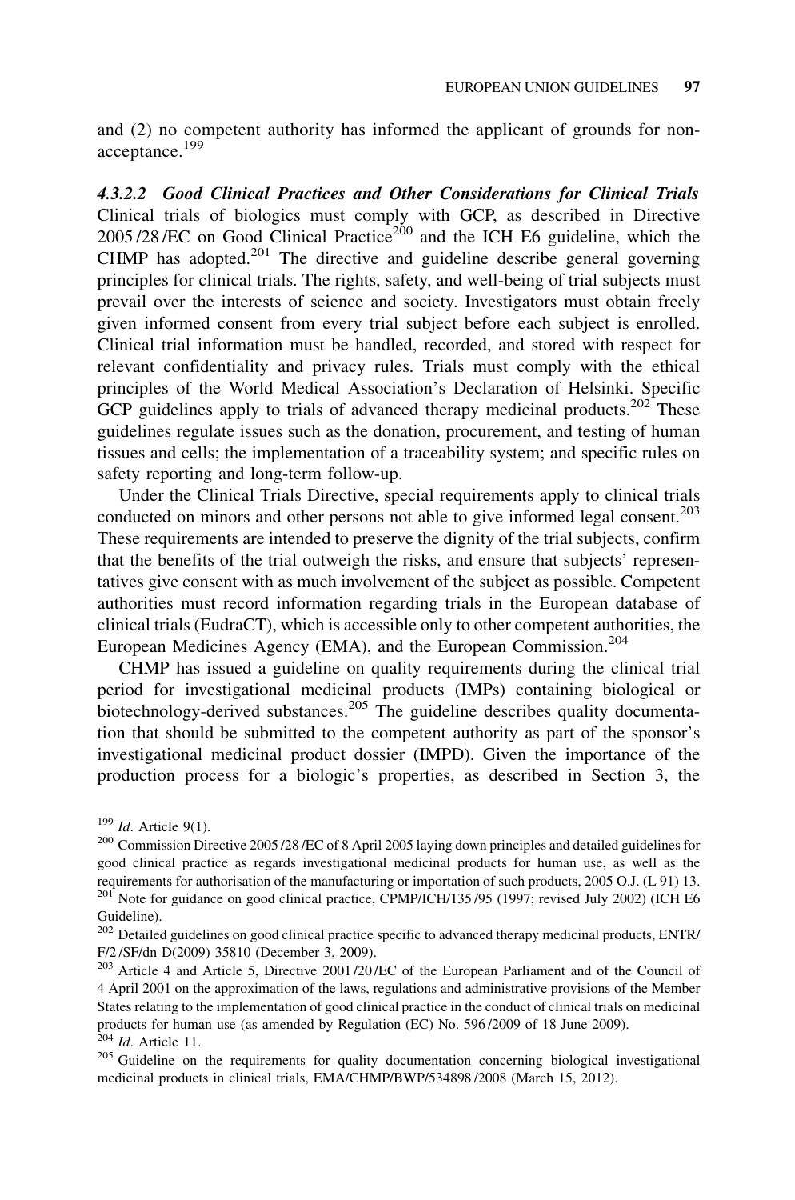and (2) no competent authority has informed the applicant of grounds for non-acceptance.[199]

#### *4.3.2.2 Good Clinical Practices and Other Considerations for Clinical Trials*

Clinical trials of biologics must comply with GCP, as described in Directive 2005/28/EC on Good Clinical Practice[200] and the ICH E6 guideline, which the CHMP has adopted.[201] The directive and guideline describe general governing principles for clinical trials. The rights, safety, and well-being of trial subjects must prevail over the interests of science and society. Investigators must obtain freely given informed consent from every trial subject before each subject is enrolled. Clinical trial information must be handled, recorded, and stored with respect for relevant confidentiality and privacy rules. Trials must comply with the ethical principles of the World Medical Association's Declaration of Helsinki. Specific GCP guidelines apply to trials of advanced therapy medicinal products.[202] These guidelines regulate issues such as the donation, procurement, and testing of human tissues and cells; the implementation of a traceability system; and specific rules on safety reporting and long-term follow-up.

Under the Clinical Trials Directive, special requirements apply to clinical trials conducted on minors and other persons not able to give informed legal consent.[203] These requirements are intended to preserve the dignity of the trial subjects, confirm that the benefits of the trial outweigh the risks, and ensure that subjects' representatives give consent with as much involvement of the subject as possible. Competent authorities must record information regarding trials in the European database of clinical trials (EudraCT), which is accessible only to other competent authorities, the European Medicines Agency (EMA), and the European Commission.[204]

CHMP has issued a guideline on quality requirements during the clinical trial period for investigational medicinal products (IMPs) containing biological or biotechnology-derived substances.[205] The guideline describes quality documentation that should be submitted to the competent authority as part of the sponsor's investigational medicinal product dossier (IMPD). Given the importance of the production process for a biologic's properties, as described in Section 3, the

---

[199] *Id*. Article 9(1).

[200] Commission Directive 2005/28/EC of 8 April 2005 laying down principles and detailed guidelines for good clinical practice as regards investigational medicinal products for human use, as well as the requirements for authorisation of the manufacturing or importation of such products, 2005 O.J. (L 91) 13.

[201] Note for guidance on good clinical practice, CPMP/ICH/135/95 (1997; revised July 2002) (ICH E6 Guideline).

[202] Detailed guidelines on good clinical practice specific to advanced therapy medicinal products, ENTR/F/2/SF/dn D(2009) 35810 (December 3, 2009).

[203] Article 4 and Article 5, Directive 2001/20/EC of the European Parliament and of the Council of 4 April 2001 on the approximation of the laws, regulations and administrative provisions of the Member States relating to the implementation of good clinical practice in the conduct of clinical trials on medicinal products for human use (as amended by Regulation (EC) No. 596/2009 of 18 June 2009).

[204] *Id*. Article 11.

[205] Guideline on the requirements for quality documentation concerning biological investigational medicinal products in clinical trials, EMA/CHMP/BWP/534898/2008 (March 15, 2012).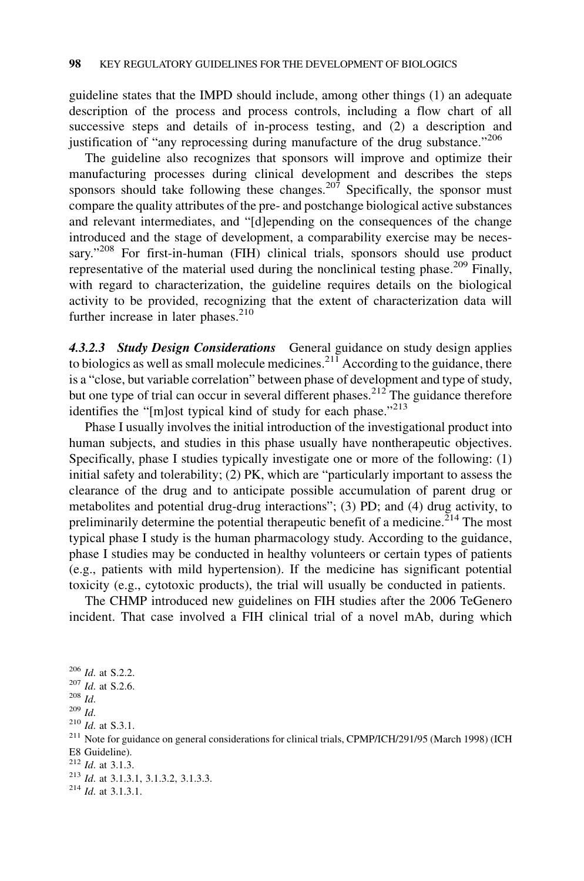guideline states that the IMPD should include, among other things (1) an adequate description of the process and process controls, including a flow chart of all successive steps and details of in-process testing, and (2) a description and justification of "any reprocessing during manufacture of the drug substance."[206]

The guideline also recognizes that sponsors will improve and optimize their manufacturing processes during clinical development and describes the steps sponsors should take following these changes.[207] Specifically, the sponsor must compare the quality attributes of the pre- and postchange biological active substances and relevant intermediates, and "[d]epending on the consequences of the change introduced and the stage of development, a comparability exercise may be necessary."[208] For first-in-human (FIH) clinical trials, sponsors should use product representative of the material used during the nonclinical testing phase.[209] Finally, with regard to characterization, the guideline requires details on the biological activity to be provided, recognizing that the extent of characterization data will further increase in later phases.[210]

***4.3.2.3 Study Design Considerations*** General guidance on study design applies to biologics as well as small molecule medicines.[211] According to the guidance, there is a "close, but variable correlation" between phase of development and type of study, but one type of trial can occur in several different phases.[212] The guidance therefore identifies the "[m]ost typical kind of study for each phase."[213]

Phase I usually involves the initial introduction of the investigational product into human subjects, and studies in this phase usually have nontherapeutic objectives. Specifically, phase I studies typically investigate one or more of the following: (1) initial safety and tolerability; (2) PK, which are "particularly important to assess the clearance of the drug and to anticipate possible accumulation of parent drug or metabolites and potential drug-drug interactions"; (3) PD; and (4) drug activity, to preliminarily determine the potential therapeutic benefit of a medicine.[214] The most typical phase I study is the human pharmacology study. According to the guidance, phase I studies may be conducted in healthy volunteers or certain types of patients (e.g., patients with mild hypertension). If the medicine has significant potential toxicity (e.g., cytotoxic products), the trial will usually be conducted in patients.

The CHMP introduced new guidelines on FIH studies after the 2006 TeGenero incident. That case involved a FIH clinical trial of a novel mAb, during which

---

[206] *Id.* at S.2.2.
[207] *Id.* at S.2.6.
[208] *Id.*
[209] *Id.*
[210] *Id.* at S.3.1.
[211] Note for guidance on general considerations for clinical trials, CPMP/ICH/291/95 (March 1998) (ICH E8 Guideline).
[212] *Id.* at 3.1.3.
[213] *Id.* at 3.1.3.1, 3.1.3.2, 3.1.3.3.
[214] *Id.* at 3.1.3.1.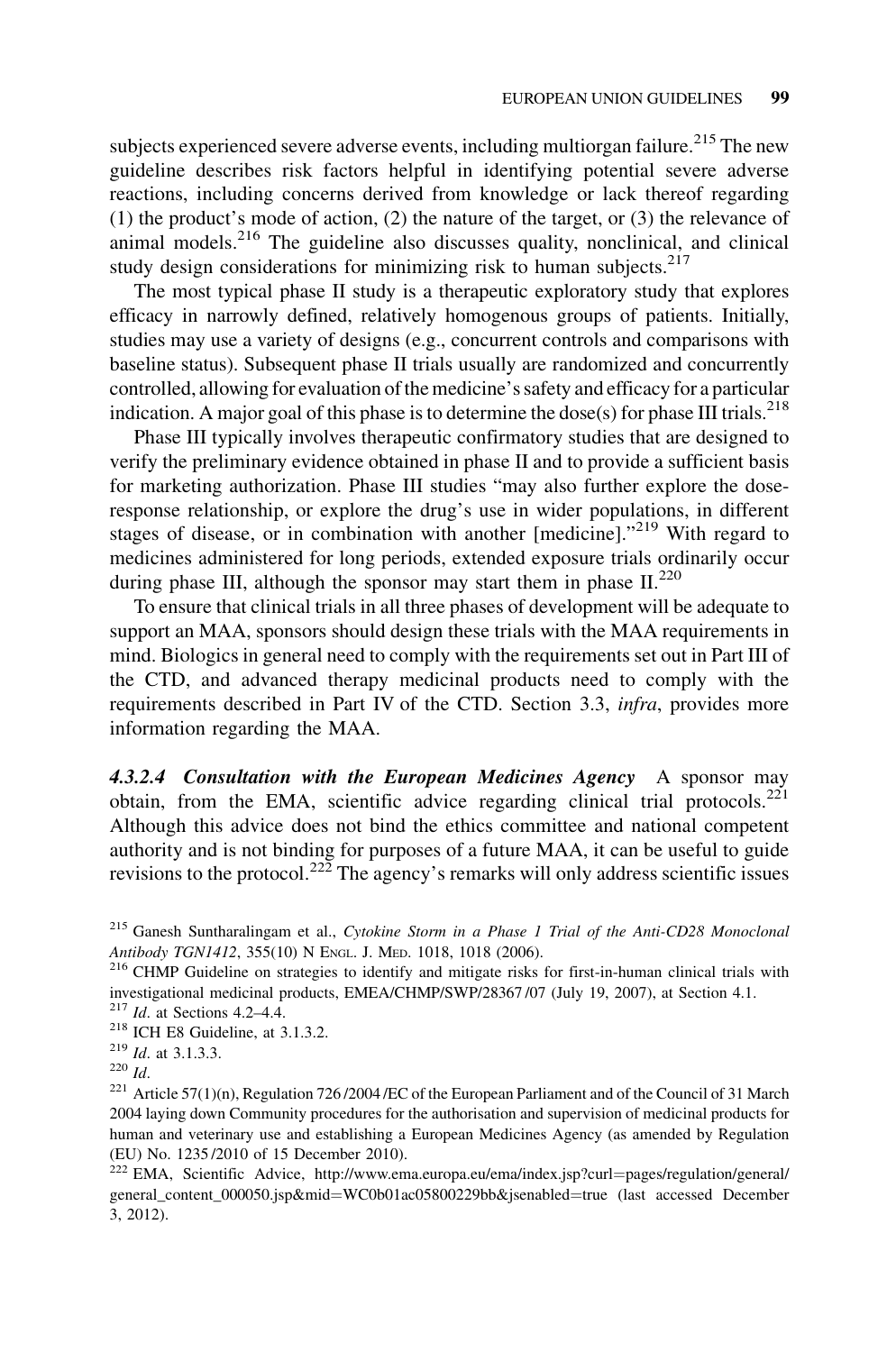subjects experienced severe adverse events, including multiorgan failure.[215] The new guideline describes risk factors helpful in identifying potential severe adverse reactions, including concerns derived from knowledge or lack thereof regarding (1) the product's mode of action, (2) the nature of the target, or (3) the relevance of animal models.[216] The guideline also discusses quality, nonclinical, and clinical study design considerations for minimizing risk to human subjects.[217]

The most typical phase II study is a therapeutic exploratory study that explores efficacy in narrowly defined, relatively homogenous groups of patients. Initially, studies may use a variety of designs (e.g., concurrent controls and comparisons with baseline status). Subsequent phase II trials usually are randomized and concurrently controlled, allowing for evaluation of the medicine's safety and efficacy for a particular indication. A major goal of this phase is to determine the dose(s) for phase III trials.[218]

Phase III typically involves therapeutic confirmatory studies that are designed to verify the preliminary evidence obtained in phase II and to provide a sufficient basis for marketing authorization. Phase III studies "may also further explore the dose-response relationship, or explore the drug's use in wider populations, in different stages of disease, or in combination with another [medicine]."[219] With regard to medicines administered for long periods, extended exposure trials ordinarily occur during phase III, although the sponsor may start them in phase II.[220]

To ensure that clinical trials in all three phases of development will be adequate to support an MAA, sponsors should design these trials with the MAA requirements in mind. Biologics in general need to comply with the requirements set out in Part III of the CTD, and advanced therapy medicinal products need to comply with the requirements described in Part IV of the CTD. Section 3.3, *infra*, provides more information regarding the MAA.

***4.3.2.4 Consultation with the European Medicines Agency*** A sponsor may obtain, from the EMA, scientific advice regarding clinical trial protocols.[221] Although this advice does not bind the ethics committee and national competent authority and is not binding for purposes of a future MAA, it can be useful to guide revisions to the protocol.[222] The agency's remarks will only address scientific issues

---

[215] Ganesh Suntharalingam et al., *Cytokine Storm in a Phase 1 Trial of the Anti-CD28 Monoclonal Antibody TGN1412*, 355(10) N Engl. J. Med. 1018, 1018 (2006).

[216] CHMP Guideline on strategies to identify and mitigate risks for first-in-human clinical trials with investigational medicinal products, EMEA/CHMP/SWP/28367/07 (July 19, 2007), at Section 4.1.

[217] *Id*. at Sections 4.2–4.4.

[218] ICH E8 Guideline, at 3.1.3.2.

[219] *Id*. at 3.1.3.3.

[220] *Id*.

[221] Article 57(1)(n), Regulation 726/2004/EC of the European Parliament and of the Council of 31 March 2004 laying down Community procedures for the authorisation and supervision of medicinal products for human and veterinary use and establishing a European Medicines Agency (as amended by Regulation (EU) No. 1235/2010 of 15 December 2010).

[222] EMA, Scientific Advice, http://www.ema.europa.eu/ema/index.jsp?curl=pages/regulation/general/general_content_000050.jsp&mid=WC0b01ac05800229bb&jsenabled=true (last accessed December 3, 2012).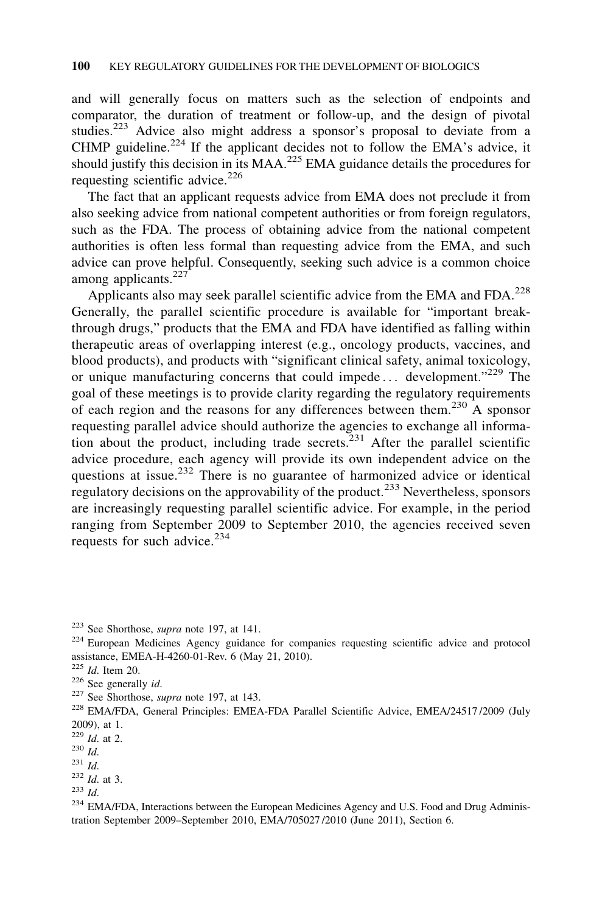and will generally focus on matters such as the selection of endpoints and comparator, the duration of treatment or follow-up, and the design of pivotal studies.[223] Advice also might address a sponsor's proposal to deviate from a CHMP guideline.[224] If the applicant decides not to follow the EMA's advice, it should justify this decision in its MAA.[225] EMA guidance details the procedures for requesting scientific advice.[226]

The fact that an applicant requests advice from EMA does not preclude it from also seeking advice from national competent authorities or from foreign regulators, such as the FDA. The process of obtaining advice from the national competent authorities is often less formal than requesting advice from the EMA, and such advice can prove helpful. Consequently, seeking such advice is a common choice among applicants.[227]

Applicants also may seek parallel scientific advice from the EMA and FDA.[228] Generally, the parallel scientific procedure is available for "important breakthrough drugs," products that the EMA and FDA have identified as falling within therapeutic areas of overlapping interest (e.g., oncology products, vaccines, and blood products), and products with "significant clinical safety, animal toxicology, or unique manufacturing concerns that could impede . . . development."[229] The goal of these meetings is to provide clarity regarding the regulatory requirements of each region and the reasons for any differences between them.[230] A sponsor requesting parallel advice should authorize the agencies to exchange all information about the product, including trade secrets.[231] After the parallel scientific advice procedure, each agency will provide its own independent advice on the questions at issue.[232] There is no guarantee of harmonized advice or identical regulatory decisions on the approvability of the product.[233] Nevertheless, sponsors are increasingly requesting parallel scientific advice. For example, in the period ranging from September 2009 to September 2010, the agencies received seven requests for such advice.[234]

---

[223] See Shorthose, *supra* note 197, at 141.

[224] European Medicines Agency guidance for companies requesting scientific advice and protocol assistance, EMEA-H-4260-01-Rev. 6 (May 21, 2010).

[225] *Id.* Item 20.

[226] See generally *id.*

[227] See Shorthose, *supra* note 197, at 143.

[228] EMA/FDA, General Principles: EMEA-FDA Parallel Scientific Advice, EMEA/24517/2009 (July 2009), at 1.

[229] *Id.* at 2.

[230] *Id.*

[231] *Id.*

[232] *Id.* at 3.

[233] *Id.*

[234] EMA/FDA, Interactions between the European Medicines Agency and U.S. Food and Drug Administration September 2009–September 2010, EMA/705027/2010 (June 2011), Section 6.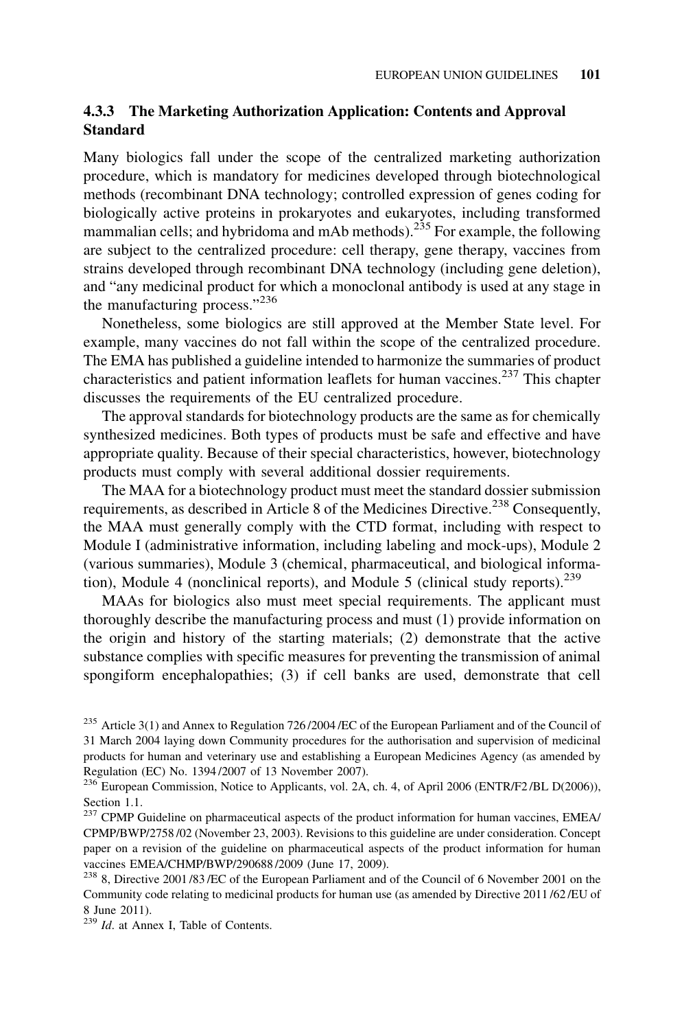### 4.3.3 The Marketing Authorization Application: Contents and Approval Standard

Many biologics fall under the scope of the centralized marketing authorization procedure, which is mandatory for medicines developed through biotechnological methods (recombinant DNA technology; controlled expression of genes coding for biologically active proteins in prokaryotes and eukaryotes, including transformed mammalian cells; and hybridoma and mAb methods).[235] For example, the following are subject to the centralized procedure: cell therapy, gene therapy, vaccines from strains developed through recombinant DNA technology (including gene deletion), and "any medicinal product for which a monoclonal antibody is used at any stage in the manufacturing process."[236]

Nonetheless, some biologics are still approved at the Member State level. For example, many vaccines do not fall within the scope of the centralized procedure. The EMA has published a guideline intended to harmonize the summaries of product characteristics and patient information leaflets for human vaccines.[237] This chapter discusses the requirements of the EU centralized procedure.

The approval standards for biotechnology products are the same as for chemically synthesized medicines. Both types of products must be safe and effective and have appropriate quality. Because of their special characteristics, however, biotechnology products must comply with several additional dossier requirements.

The MAA for a biotechnology product must meet the standard dossier submission requirements, as described in Article 8 of the Medicines Directive.[238] Consequently, the MAA must generally comply with the CTD format, including with respect to Module I (administrative information, including labeling and mock-ups), Module 2 (various summaries), Module 3 (chemical, pharmaceutical, and biological information), Module 4 (nonclinical reports), and Module 5 (clinical study reports).[239]

MAAs for biologics also must meet special requirements. The applicant must thoroughly describe the manufacturing process and must (1) provide information on the origin and history of the starting materials; (2) demonstrate that the active substance complies with specific measures for preventing the transmission of animal spongiform encephalopathies; (3) if cell banks are used, demonstrate that cell

---

[235] Article 3(1) and Annex to Regulation 726/2004/EC of the European Parliament and of the Council of 31 March 2004 laying down Community procedures for the authorisation and supervision of medicinal products for human and veterinary use and establishing a European Medicines Agency (as amended by Regulation (EC) No. 1394/2007 of 13 November 2007).

[236] European Commission, Notice to Applicants, vol. 2A, ch. 4, of April 2006 (ENTR/F2/BL D(2006)), Section 1.1.

[237] CPMP Guideline on pharmaceutical aspects of the product information for human vaccines, EMEA/CPMP/BWP/2758/02 (November 23, 2003). Revisions to this guideline are under consideration. Concept paper on a revision of the guideline on pharmaceutical aspects of the product information for human vaccines EMEA/CHMP/BWP/290688/2009 (June 17, 2009).

[238] 8, Directive 2001/83/EC of the European Parliament and of the Council of 6 November 2001 on the Community code relating to medicinal products for human use (as amended by Directive 2011/62/EU of 8 June 2011).

[239] *Id*. at Annex I, Table of Contents.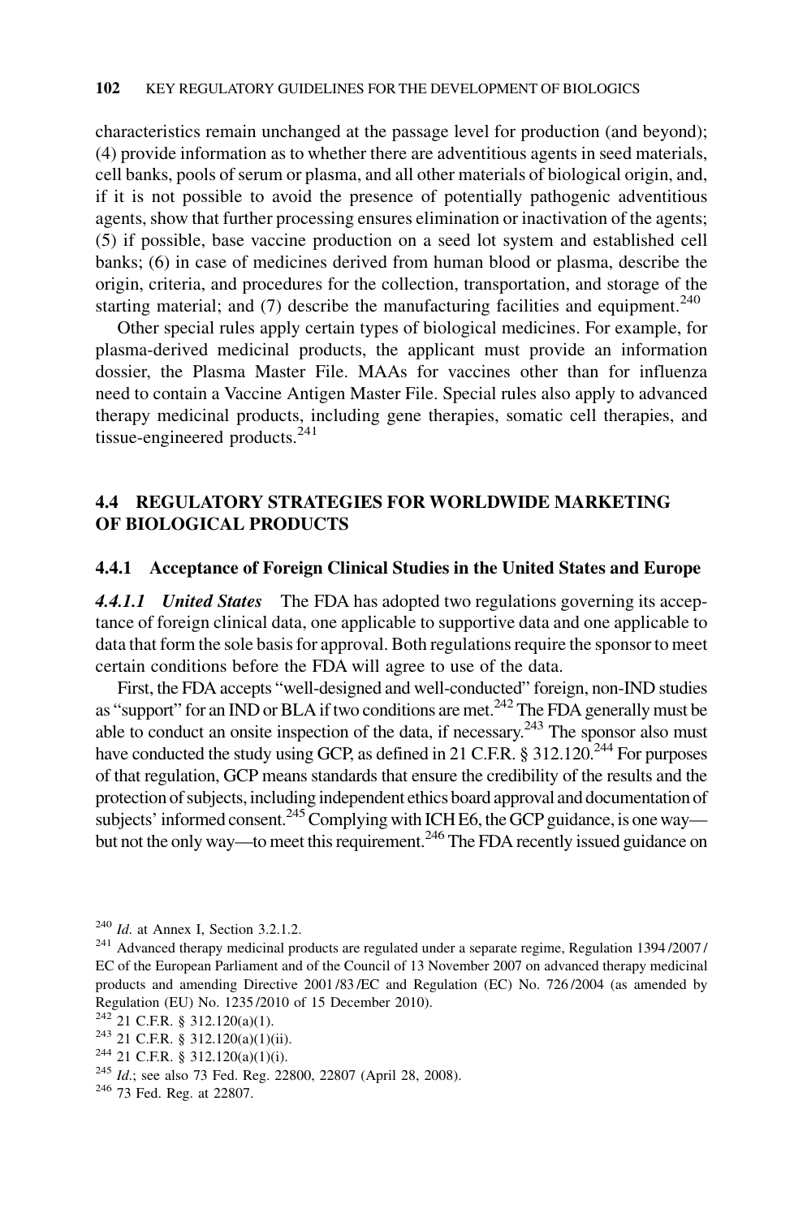characteristics remain unchanged at the passage level for production (and beyond); (4) provide information as to whether there are adventitious agents in seed materials, cell banks, pools of serum or plasma, and all other materials of biological origin, and, if it is not possible to avoid the presence of potentially pathogenic adventitious agents, show that further processing ensures elimination or inactivation of the agents; (5) if possible, base vaccine production on a seed lot system and established cell banks; (6) in case of medicines derived from human blood or plasma, describe the origin, criteria, and procedures for the collection, transportation, and storage of the starting material; and (7) describe the manufacturing facilities and equipment.[240]

Other special rules apply certain types of biological medicines. For example, for plasma-derived medicinal products, the applicant must provide an information dossier, the Plasma Master File. MAAs for vaccines other than for influenza need to contain a Vaccine Antigen Master File. Special rules also apply to advanced therapy medicinal products, including gene therapies, somatic cell therapies, and tissue-engineered products.[241]

## 4.4 REGULATORY STRATEGIES FOR WORLDWIDE MARKETING OF BIOLOGICAL PRODUCTS

### 4.4.1 Acceptance of Foreign Clinical Studies in the United States and Europe

***4.4.1.1 United States*** The FDA has adopted two regulations governing its acceptance of foreign clinical data, one applicable to supportive data and one applicable to data that form the sole basis for approval. Both regulations require the sponsor to meet certain conditions before the FDA will agree to use of the data.

First, the FDA accepts "well-designed and well-conducted" foreign, non-IND studies as "support" for an IND or BLA if two conditions are met.[242] The FDA generally must be able to conduct an onsite inspection of the data, if necessary.[243] The sponsor also must have conducted the study using GCP, as defined in 21 C.F.R. § 312.120.[244] For purposes of that regulation, GCP means standards that ensure the credibility of the results and the protection of subjects, including independent ethics board approval and documentation of subjects' informed consent.[245] Complying with ICH E6, the GCP guidance, is one way—but not the only way—to meet this requirement.[246] The FDA recently issued guidance on

[240] *Id.* at Annex I, Section 3.2.1.2.

[241] Advanced therapy medicinal products are regulated under a separate regime, Regulation 1394/2007/EC of the European Parliament and of the Council of 13 November 2007 on advanced therapy medicinal products and amending Directive 2001/83/EC and Regulation (EC) No. 726/2004 (as amended by Regulation (EU) No. 1235/2010 of 15 December 2010).

[242] 21 C.F.R. § 312.120(a)(1).

[243] 21 C.F.R. § 312.120(a)(1)(ii).

[244] 21 C.F.R. § 312.120(a)(1)(i).

[245] *Id.*; see also 73 Fed. Reg. 22800, 22807 (April 28, 2008).

[246] 73 Fed. Reg. at 22807.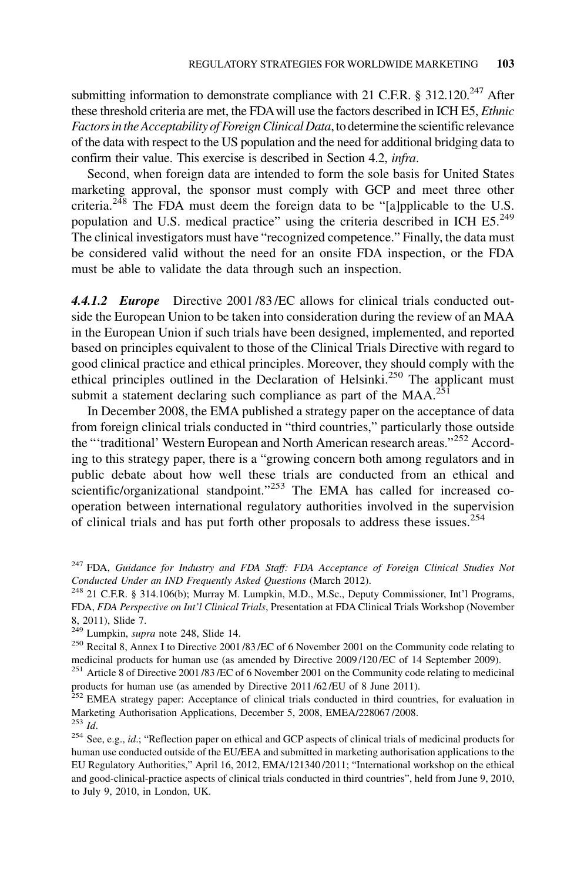submitting information to demonstrate compliance with 21 C.F.R. § 312.120.[247] After these threshold criteria are met, the FDA will use the factors described in ICH E5, *Ethnic Factors in the Acceptability of Foreign Clinical Data*, to determine the scientific relevance of the data with respect to the US population and the need for additional bridging data to confirm their value. This exercise is described in Section 4.2, *infra*.

Second, when foreign data are intended to form the sole basis for United States marketing approval, the sponsor must comply with GCP and meet three other criteria.[248] The FDA must deem the foreign data to be "[a]pplicable to the U.S. population and U.S. medical practice" using the criteria described in ICH E5.[249] The clinical investigators must have "recognized competence." Finally, the data must be considered valid without the need for an onsite FDA inspection, or the FDA must be able to validate the data through such an inspection.

***4.4.1.2 Europe*** Directive 2001/83/EC allows for clinical trials conducted outside the European Union to be taken into consideration during the review of an MAA in the European Union if such trials have been designed, implemented, and reported based on principles equivalent to those of the Clinical Trials Directive with regard to good clinical practice and ethical principles. Moreover, they should comply with the ethical principles outlined in the Declaration of Helsinki.[250] The applicant must submit a statement declaring such compliance as part of the MAA.[251]

In December 2008, the EMA published a strategy paper on the acceptance of data from foreign clinical trials conducted in "third countries," particularly those outside the "'traditional' Western European and North American research areas."[252] According to this strategy paper, there is a "growing concern both among regulators and in public debate about how well these trials are conducted from an ethical and scientific/organizational standpoint."[253] The EMA has called for increased co-operation between international regulatory authorities involved in the supervision of clinical trials and has put forth other proposals to address these issues.[254]

---

[247] FDA, *Guidance for Industry and FDA Staff: FDA Acceptance of Foreign Clinical Studies Not Conducted Under an IND Frequently Asked Questions* (March 2012).

[248] 21 C.F.R. § 314.106(b); Murray M. Lumpkin, M.D., M.Sc., Deputy Commissioner, Int'l Programs, FDA, *FDA Perspective on Int'l Clinical Trials*, Presentation at FDA Clinical Trials Workshop (November 8, 2011), Slide 7.

[249] Lumpkin, *supra* note 248, Slide 14.

[250] Recital 8, Annex I to Directive 2001/83/EC of 6 November 2001 on the Community code relating to medicinal products for human use (as amended by Directive 2009/120/EC of 14 September 2009).

[251] Article 8 of Directive 2001/83/EC of 6 November 2001 on the Community code relating to medicinal products for human use (as amended by Directive 2011/62/EU of 8 June 2011).

[252] EMEA strategy paper: Acceptance of clinical trials conducted in third countries, for evaluation in Marketing Authorisation Applications, December 5, 2008, EMEA/228067/2008.

[253] *Id*.

[254] See, e.g., *id*.; "Reflection paper on ethical and GCP aspects of clinical trials of medicinal products for human use conducted outside of the EU/EEA and submitted in marketing authorisation applications to the EU Regulatory Authorities," April 16, 2012, EMA/121340/2011; "International workshop on the ethical and good-clinical-practice aspects of clinical trials conducted in third countries", held from June 9, 2010, to July 9, 2010, in London, UK.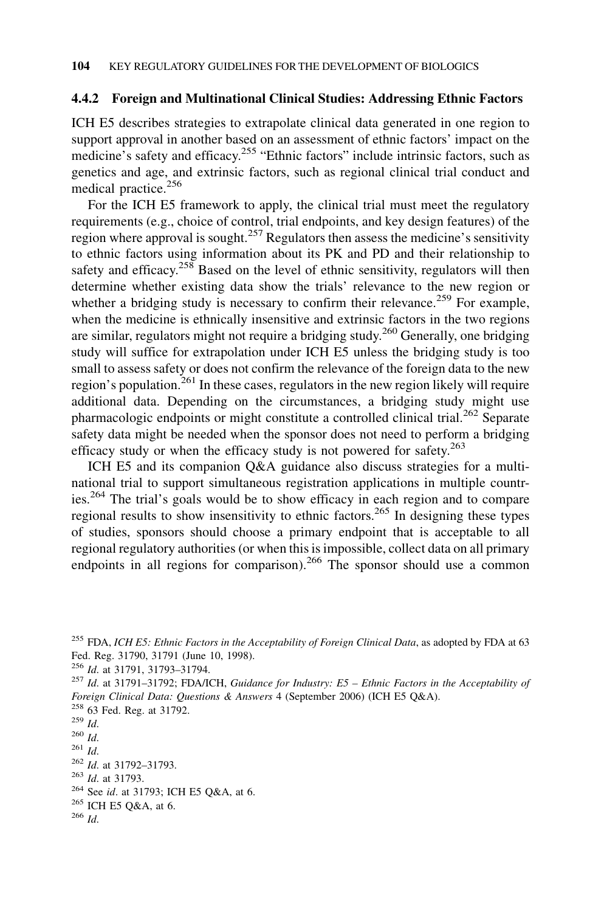### 4.4.2 Foreign and Multinational Clinical Studies: Addressing Ethnic Factors

ICH E5 describes strategies to extrapolate clinical data generated in one region to support approval in another based on an assessment of ethnic factors' impact on the medicine's safety and efficacy.[255] "Ethnic factors" include intrinsic factors, such as genetics and age, and extrinsic factors, such as regional clinical trial conduct and medical practice.[256]

For the ICH E5 framework to apply, the clinical trial must meet the regulatory requirements (e.g., choice of control, trial endpoints, and key design features) of the region where approval is sought.[257] Regulators then assess the medicine's sensitivity to ethnic factors using information about its PK and PD and their relationship to safety and efficacy.[258] Based on the level of ethnic sensitivity, regulators will then determine whether existing data show the trials' relevance to the new region or whether a bridging study is necessary to confirm their relevance.[259] For example, when the medicine is ethnically insensitive and extrinsic factors in the two regions are similar, regulators might not require a bridging study.[260] Generally, one bridging study will suffice for extrapolation under ICH E5 unless the bridging study is too small to assess safety or does not confirm the relevance of the foreign data to the new region's population.[261] In these cases, regulators in the new region likely will require additional data. Depending on the circumstances, a bridging study might use pharmacologic endpoints or might constitute a controlled clinical trial.[262] Separate safety data might be needed when the sponsor does not need to perform a bridging efficacy study or when the efficacy study is not powered for safety.[263]

ICH E5 and its companion Q&A guidance also discuss strategies for a multinational trial to support simultaneous registration applications in multiple countries.[264] The trial's goals would be to show efficacy in each region and to compare regional results to show insensitivity to ethnic factors.[265] In designing these types of studies, sponsors should choose a primary endpoint that is acceptable to all regional regulatory authorities (or when this is impossible, collect data on all primary endpoints in all regions for comparison).[266] The sponsor should use a common

---

[255] FDA, *ICH E5: Ethnic Factors in the Acceptability of Foreign Clinical Data*, as adopted by FDA at 63 Fed. Reg. 31790, 31791 (June 10, 1998).

[256] *Id.* at 31791, 31793–31794.

[257] *Id.* at 31791–31792; FDA/ICH, *Guidance for Industry: E5 – Ethnic Factors in the Acceptability of Foreign Clinical Data: Questions & Answers* 4 (September 2006) (ICH E5 Q&A).

[258] 63 Fed. Reg. at 31792.

[259] *Id.*

[260] *Id.*

[261] *Id.*

[262] *Id.* at 31792–31793.

[263] *Id.* at 31793.

[264] See *id*. at 31793; ICH E5 Q&A, at 6.

[265] ICH E5 Q&A, at 6.

[266] *Id.*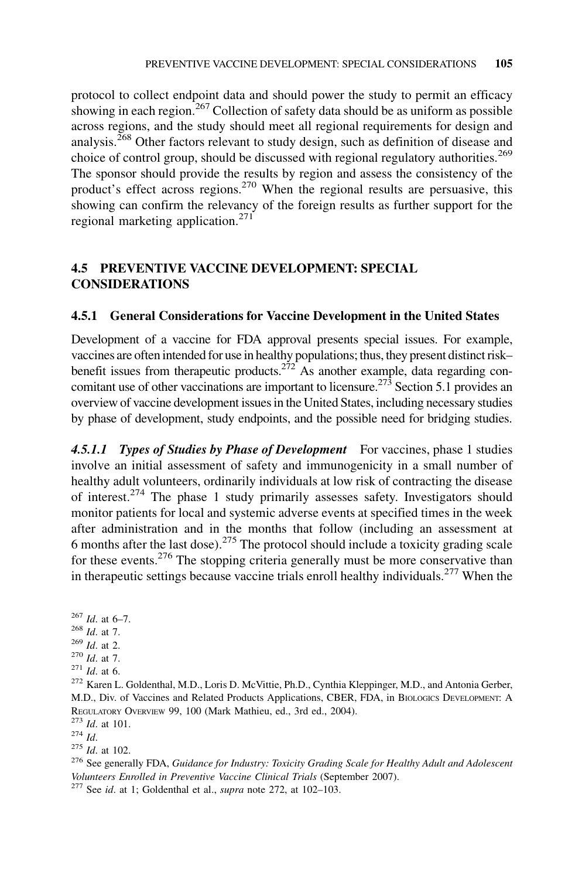protocol to collect endpoint data and should power the study to permit an efficacy showing in each region.[267] Collection of safety data should be as uniform as possible across regions, and the study should meet all regional requirements for design and analysis.[268] Other factors relevant to study design, such as definition of disease and choice of control group, should be discussed with regional regulatory authorities.[269] The sponsor should provide the results by region and assess the consistency of the product's effect across regions.[270] When the regional results are persuasive, this showing can confirm the relevancy of the foreign results as further support for the regional marketing application.[271]

## 4.5 PREVENTIVE VACCINE DEVELOPMENT: SPECIAL CONSIDERATIONS

### 4.5.1 General Considerations for Vaccine Development in the United States

Development of a vaccine for FDA approval presents special issues. For example, vaccines are often intended for use in healthy populations; thus, they present distinct risk–benefit issues from therapeutic products.[272] As another example, data regarding concomitant use of other vaccinations are important to licensure.[273] Section 5.1 provides an overview of vaccine development issues in the United States, including necessary studies by phase of development, study endpoints, and the possible need for bridging studies.

***4.5.1.1 Types of Studies by Phase of Development*** For vaccines, phase 1 studies involve an initial assessment of safety and immunogenicity in a small number of healthy adult volunteers, ordinarily individuals at low risk of contracting the disease of interest.[274] The phase 1 study primarily assesses safety. Investigators should monitor patients for local and systemic adverse events at specified times in the week after administration and in the months that follow (including an assessment at 6 months after the last dose).[275] The protocol should include a toxicity grading scale for these events.[276] The stopping criteria generally must be more conservative than in therapeutic settings because vaccine trials enroll healthy individuals.[277] When the

---

[267] *Id*. at 6–7.
[268] *Id*. at 7.
[269] *Id*. at 2.
[270] *Id*. at 7.
[271] *Id*. at 6.
[272] Karen L. Goldenthal, M.D., Loris D. McVittie, Ph.D., Cynthia Kleppinger, M.D., and Antonia Gerber, M.D., Div. of Vaccines and Related Products Applications, CBER, FDA, in BIOLOGICS DEVELOPMENT: A REGULATORY OVERVIEW 99, 100 (Mark Mathieu, ed., 3rd ed., 2004).
[273] *Id*. at 101.
[274] *Id*.
[275] *Id*. at 102.
[276] See generally FDA, *Guidance for Industry: Toxicity Grading Scale for Healthy Adult and Adolescent Volunteers Enrolled in Preventive Vaccine Clinical Trials* (September 2007).
[277] See *id*. at 1; Goldenthal et al., *supra* note 272, at 102–103.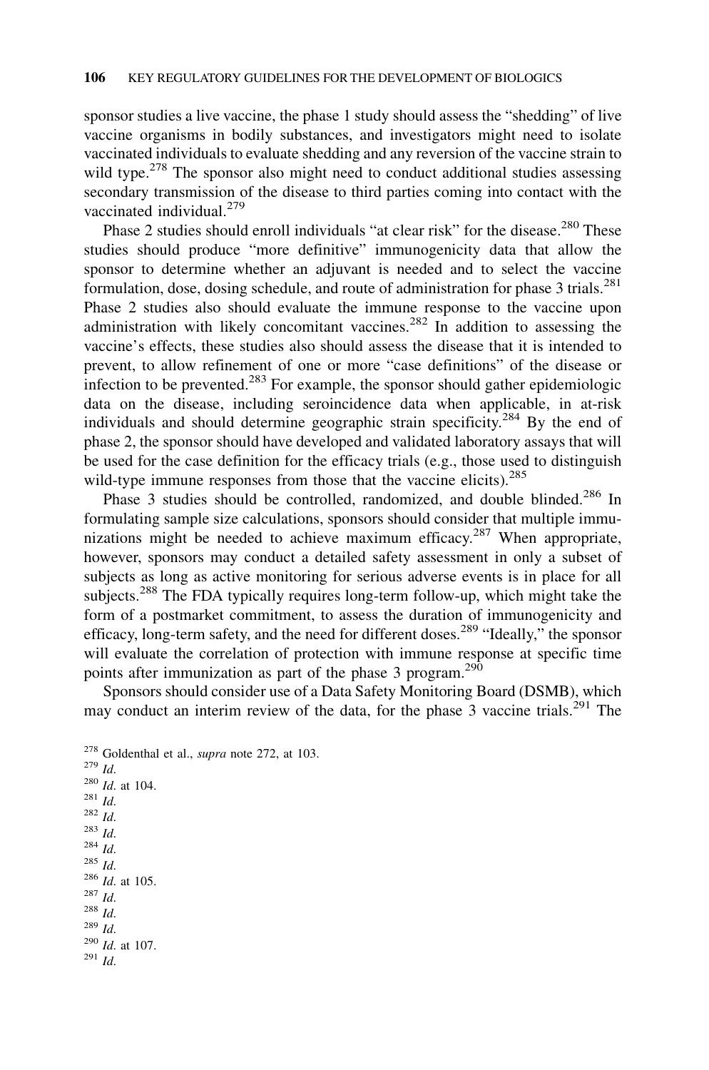sponsor studies a live vaccine, the phase 1 study should assess the "shedding" of live vaccine organisms in bodily substances, and investigators might need to isolate vaccinated individuals to evaluate shedding and any reversion of the vaccine strain to wild type.[278] The sponsor also might need to conduct additional studies assessing secondary transmission of the disease to third parties coming into contact with the vaccinated individual.[279]

Phase 2 studies should enroll individuals "at clear risk" for the disease.[280] These studies should produce "more definitive" immunogenicity data that allow the sponsor to determine whether an adjuvant is needed and to select the vaccine formulation, dose, dosing schedule, and route of administration for phase 3 trials.[281] Phase 2 studies also should evaluate the immune response to the vaccine upon administration with likely concomitant vaccines.[282] In addition to assessing the vaccine's effects, these studies also should assess the disease that it is intended to prevent, to allow refinement of one or more "case definitions" of the disease or infection to be prevented.[283] For example, the sponsor should gather epidemiologic data on the disease, including seroincidence data when applicable, in at-risk individuals and should determine geographic strain specificity.[284] By the end of phase 2, the sponsor should have developed and validated laboratory assays that will be used for the case definition for the efficacy trials (e.g., those used to distinguish wild-type immune responses from those that the vaccine elicits).[285]

Phase 3 studies should be controlled, randomized, and double blinded.[286] In formulating sample size calculations, sponsors should consider that multiple immunizations might be needed to achieve maximum efficacy.[287] When appropriate, however, sponsors may conduct a detailed safety assessment in only a subset of subjects as long as active monitoring for serious adverse events is in place for all subjects.[288] The FDA typically requires long-term follow-up, which might take the form of a postmarket commitment, to assess the duration of immunogenicity and efficacy, long-term safety, and the need for different doses.[289] "Ideally," the sponsor will evaluate the correlation of protection with immune response at specific time points after immunization as part of the phase 3 program.[290]

Sponsors should consider use of a Data Safety Monitoring Board (DSMB), which may conduct an interim review of the data, for the phase 3 vaccine trials.[291] The

[278] Goldenthal et al., *supra* note 272, at 103.
[279] *Id.*
[280] *Id.* at 104.
[281] *Id.*
[282] *Id.*
[283] *Id.*
[284] *Id.*
[285] *Id.*
[286] *Id.* at 105.
[287] *Id.*
[288] *Id.*
[289] *Id.*
[290] *Id.* at 107.
[291] *Id.*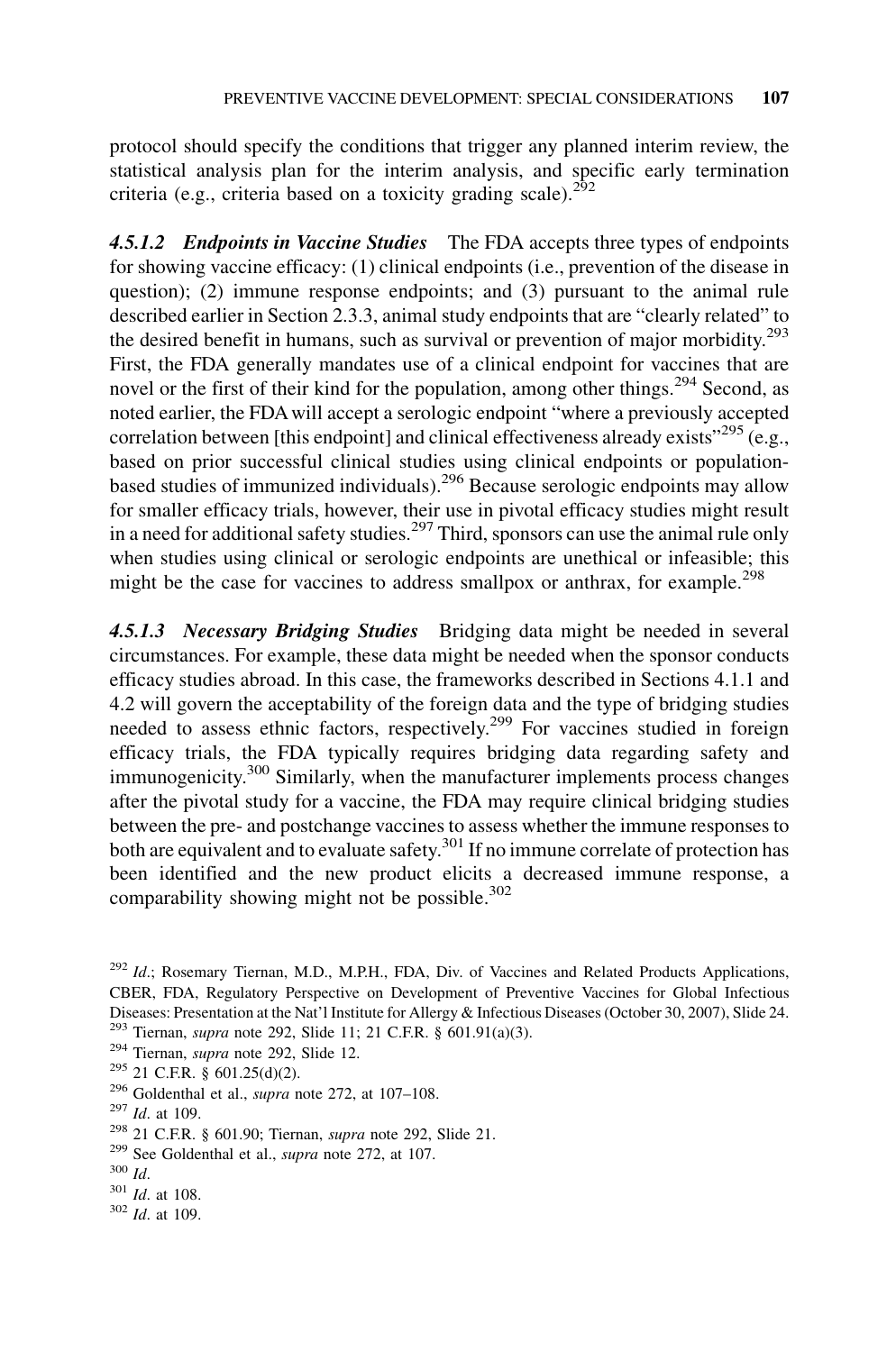protocol should specify the conditions that trigger any planned interim review, the statistical analysis plan for the interim analysis, and specific early termination criteria (e.g., criteria based on a toxicity grading scale).[292]

***4.5.1.2 Endpoints in Vaccine Studies*** The FDA accepts three types of endpoints for showing vaccine efficacy: (1) clinical endpoints (i.e., prevention of the disease in question); (2) immune response endpoints; and (3) pursuant to the animal rule described earlier in Section 2.3.3, animal study endpoints that are "clearly related" to the desired benefit in humans, such as survival or prevention of major morbidity.[293] First, the FDA generally mandates use of a clinical endpoint for vaccines that are novel or the first of their kind for the population, among other things.[294] Second, as noted earlier, the FDA will accept a serologic endpoint "where a previously accepted correlation between [this endpoint] and clinical effectiveness already exists"[295] (e.g., based on prior successful clinical studies using clinical endpoints or population-based studies of immunized individuals).[296] Because serologic endpoints may allow for smaller efficacy trials, however, their use in pivotal efficacy studies might result in a need for additional safety studies.[297] Third, sponsors can use the animal rule only when studies using clinical or serologic endpoints are unethical or infeasible; this might be the case for vaccines to address smallpox or anthrax, for example.[298]

***4.5.1.3 Necessary Bridging Studies*** Bridging data might be needed in several circumstances. For example, these data might be needed when the sponsor conducts efficacy studies abroad. In this case, the frameworks described in Sections 4.1.1 and 4.2 will govern the acceptability of the foreign data and the type of bridging studies needed to assess ethnic factors, respectively.[299] For vaccines studied in foreign efficacy trials, the FDA typically requires bridging data regarding safety and immunogenicity.[300] Similarly, when the manufacturer implements process changes after the pivotal study for a vaccine, the FDA may require clinical bridging studies between the pre- and postchange vaccines to assess whether the immune responses to both are equivalent and to evaluate safety.[301] If no immune correlate of protection has been identified and the new product elicits a decreased immune response, a comparability showing might not be possible.[302]

---

[292] *Id*.; Rosemary Tiernan, M.D., M.P.H., FDA, Div. of Vaccines and Related Products Applications, CBER, FDA, Regulatory Perspective on Development of Preventive Vaccines for Global Infectious Diseases: Presentation at the Nat'l Institute for Allergy & Infectious Diseases (October 30, 2007), Slide 24.

[293] Tiernan, *supra* note 292, Slide 11; 21 C.F.R. § 601.91(a)(3).

[294] Tiernan, *supra* note 292, Slide 12.

[295] 21 C.F.R. § 601.25(d)(2).

[296] Goldenthal et al., *supra* note 272, at 107–108.

[297] *Id*. at 109.

[298] 21 C.F.R. § 601.90; Tiernan, *supra* note 292, Slide 21.

[299] See Goldenthal et al., *supra* note 272, at 107.

[300] *Id*.

[301] *Id*. at 108.

[302] *Id*. at 109.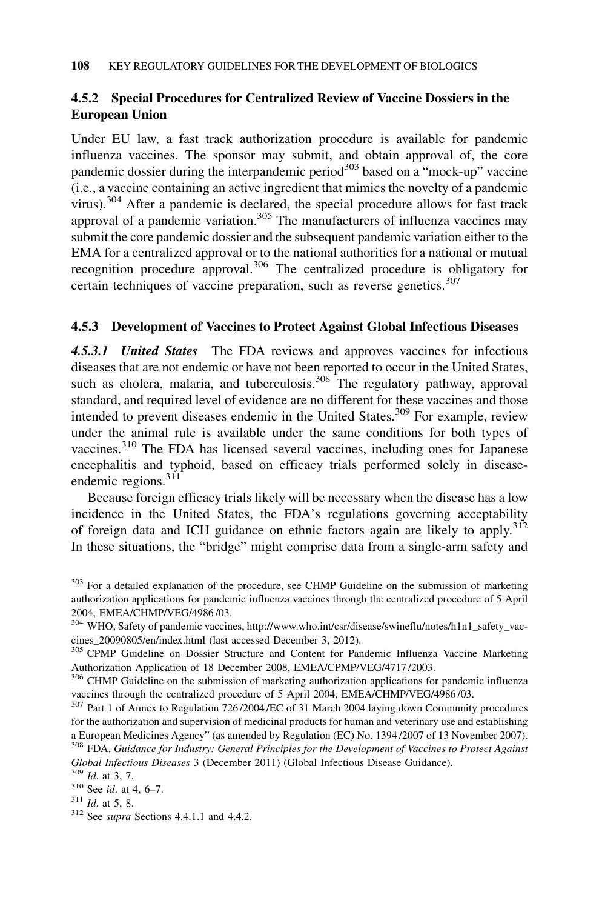### 4.5.2 Special Procedures for Centralized Review of Vaccine Dossiers in the European Union

Under EU law, a fast track authorization procedure is available for pandemic influenza vaccines. The sponsor may submit, and obtain approval of, the core pandemic dossier during the interpandemic period[303] based on a "mock-up" vaccine (i.e., a vaccine containing an active ingredient that mimics the novelty of a pandemic virus).[304] After a pandemic is declared, the special procedure allows for fast track approval of a pandemic variation.[305] The manufacturers of influenza vaccines may submit the core pandemic dossier and the subsequent pandemic variation either to the EMA for a centralized approval or to the national authorities for a national or mutual recognition procedure approval.[306] The centralized procedure is obligatory for certain techniques of vaccine preparation, such as reverse genetics.[307]

### 4.5.3 Development of Vaccines to Protect Against Global Infectious Diseases

***4.5.3.1 United States*** The FDA reviews and approves vaccines for infectious diseases that are not endemic or have not been reported to occur in the United States, such as cholera, malaria, and tuberculosis.[308] The regulatory pathway, approval standard, and required level of evidence are no different for these vaccines and those intended to prevent diseases endemic in the United States.[309] For example, review under the animal rule is available under the same conditions for both types of vaccines.[310] The FDA has licensed several vaccines, including ones for Japanese encephalitis and typhoid, based on efficacy trials performed solely in disease-endemic regions.[311]

Because foreign efficacy trials likely will be necessary when the disease has a low incidence in the United States, the FDA's regulations governing acceptability of foreign data and ICH guidance on ethnic factors again are likely to apply.[312] In these situations, the "bridge" might comprise data from a single-arm safety and

---

[303] For a detailed explanation of the procedure, see CHMP Guideline on the submission of marketing authorization applications for pandemic influenza vaccines through the centralized procedure of 5 April 2004, EMEA/CHMP/VEG/4986/03.

[304] WHO, Safety of pandemic vaccines, http://www.who.int/csr/disease/swineflu/notes/h1n1_safety_vaccines_20090805/en/index.html (last accessed December 3, 2012).

[305] CPMP Guideline on Dossier Structure and Content for Pandemic Influenza Vaccine Marketing Authorization Application of 18 December 2008, EMEA/CPMP/VEG/4717/2003.

[306] CHMP Guideline on the submission of marketing authorization applications for pandemic influenza vaccines through the centralized procedure of 5 April 2004, EMEA/CHMP/VEG/4986/03.

[307] Part 1 of Annex to Regulation 726/2004/EC of 31 March 2004 laying down Community procedures for the authorization and supervision of medicinal products for human and veterinary use and establishing a European Medicines Agency" (as amended by Regulation (EC) No. 1394/2007 of 13 November 2007).

[308] FDA, *Guidance for Industry: General Principles for the Development of Vaccines to Protect Against Global Infectious Diseases* 3 (December 2011) (Global Infectious Disease Guidance).

[309] *Id.* at 3, 7.

[310] See *id*. at 4, 6–7.

[311] *Id.* at 5, 8.

[312] See *supra* Sections 4.4.1.1 and 4.4.2.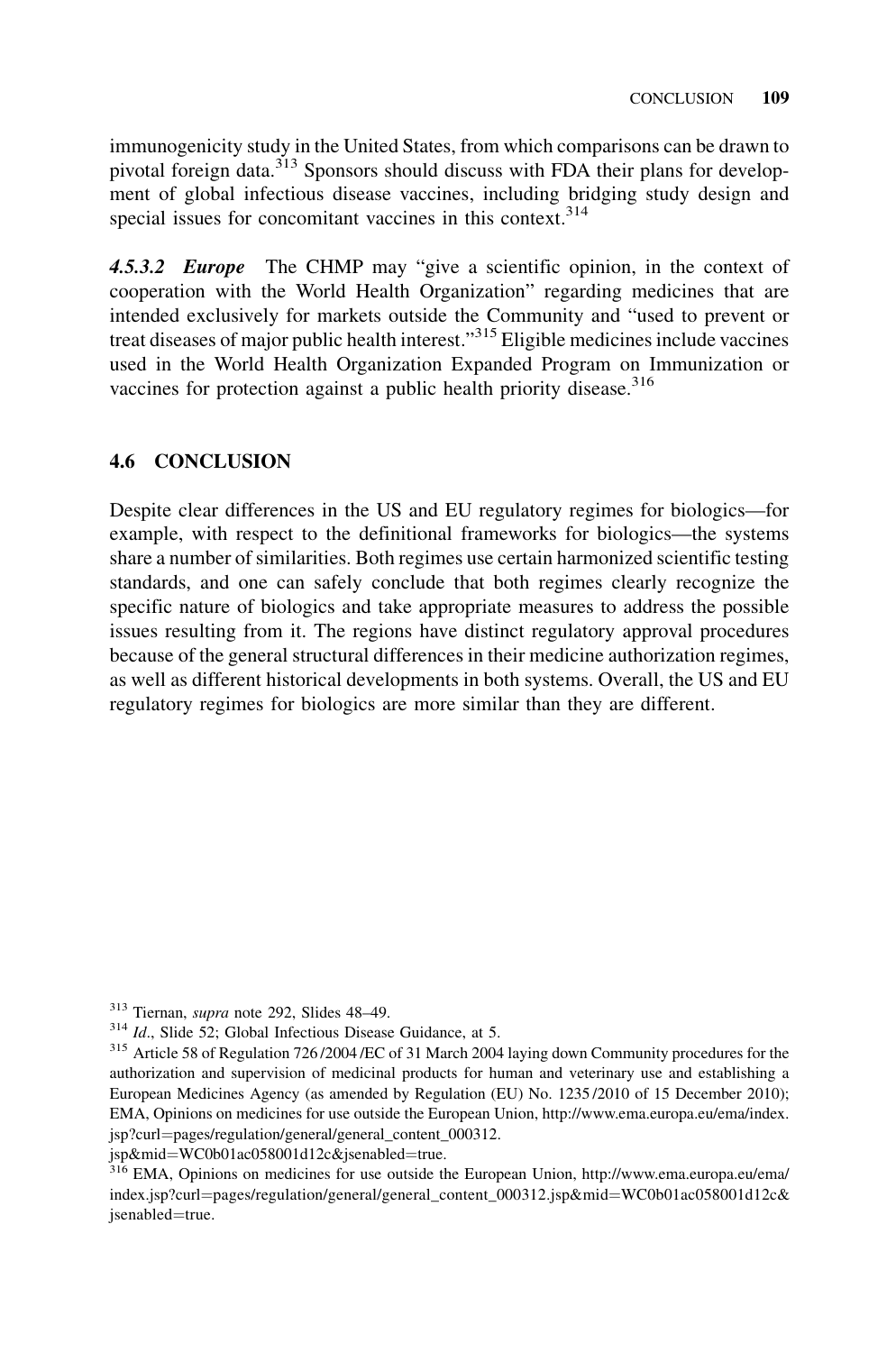immunogenicity study in the United States, from which comparisons can be drawn to pivotal foreign data.[313] Sponsors should discuss with FDA their plans for development of global infectious disease vaccines, including bridging study design and special issues for concomitant vaccines in this context.[314]

#### *4.5.3.2 Europe*

The CHMP may "give a scientific opinion, in the context of cooperation with the World Health Organization" regarding medicines that are intended exclusively for markets outside the Community and "used to prevent or treat diseases of major public health interest."[315] Eligible medicines include vaccines used in the World Health Organization Expanded Program on Immunization or vaccines for protection against a public health priority disease.[316]

## 4.6 CONCLUSION

Despite clear differences in the US and EU regulatory regimes for biologics—for example, with respect to the definitional frameworks for biologics—the systems share a number of similarities. Both regimes use certain harmonized scientific testing standards, and one can safely conclude that both regimes clearly recognize the specific nature of biologics and take appropriate measures to address the possible issues resulting from it. The regions have distinct regulatory approval procedures because of the general structural differences in their medicine authorization regimes, as well as different historical developments in both systems. Overall, the US and EU regulatory regimes for biologics are more similar than they are different.

---

[313] Tiernan, *supra* note 292, Slides 48–49.

[314] *Id*., Slide 52; Global Infectious Disease Guidance, at 5.

[315] Article 58 of Regulation 726/2004/EC of 31 March 2004 laying down Community procedures for the authorization and supervision of medicinal products for human and veterinary use and establishing a European Medicines Agency (as amended by Regulation (EU) No. 1235/2010 of 15 December 2010); EMA, Opinions on medicines for use outside the European Union, http://www.ema.europa.eu/ema/index.jsp?curl=pages/regulation/general/general_content_000312.jsp&mid=WC0b01ac058001d12c&jsenabled=true.

[316] EMA, Opinions on medicines for use outside the European Union, http://www.ema.europa.eu/ema/index.jsp?curl=pages/regulation/general/general_content_000312.jsp&mid=WC0b01ac058001d12c&jsenabled=true.